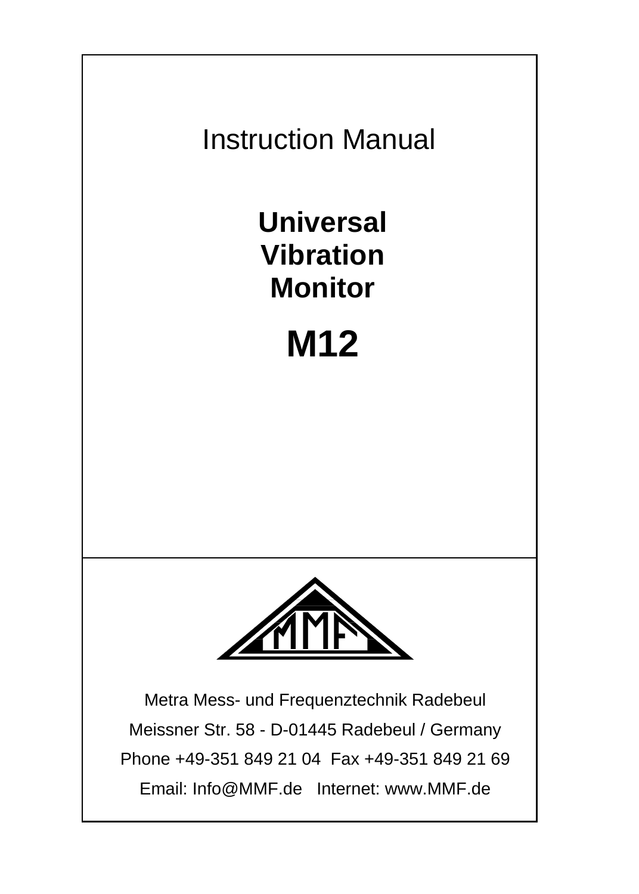Instruction Manual

# Universal Vibration Monitor

# M12

Metra Mess- und Frequenztechnik Radebeul

Meissner Str. 58 - D-01445 Radebeul / Germany

Phone +49-351 849 21 04 Fax +49-351 849 21 69

Email: Info@MMF.de Internet: www.MMF.de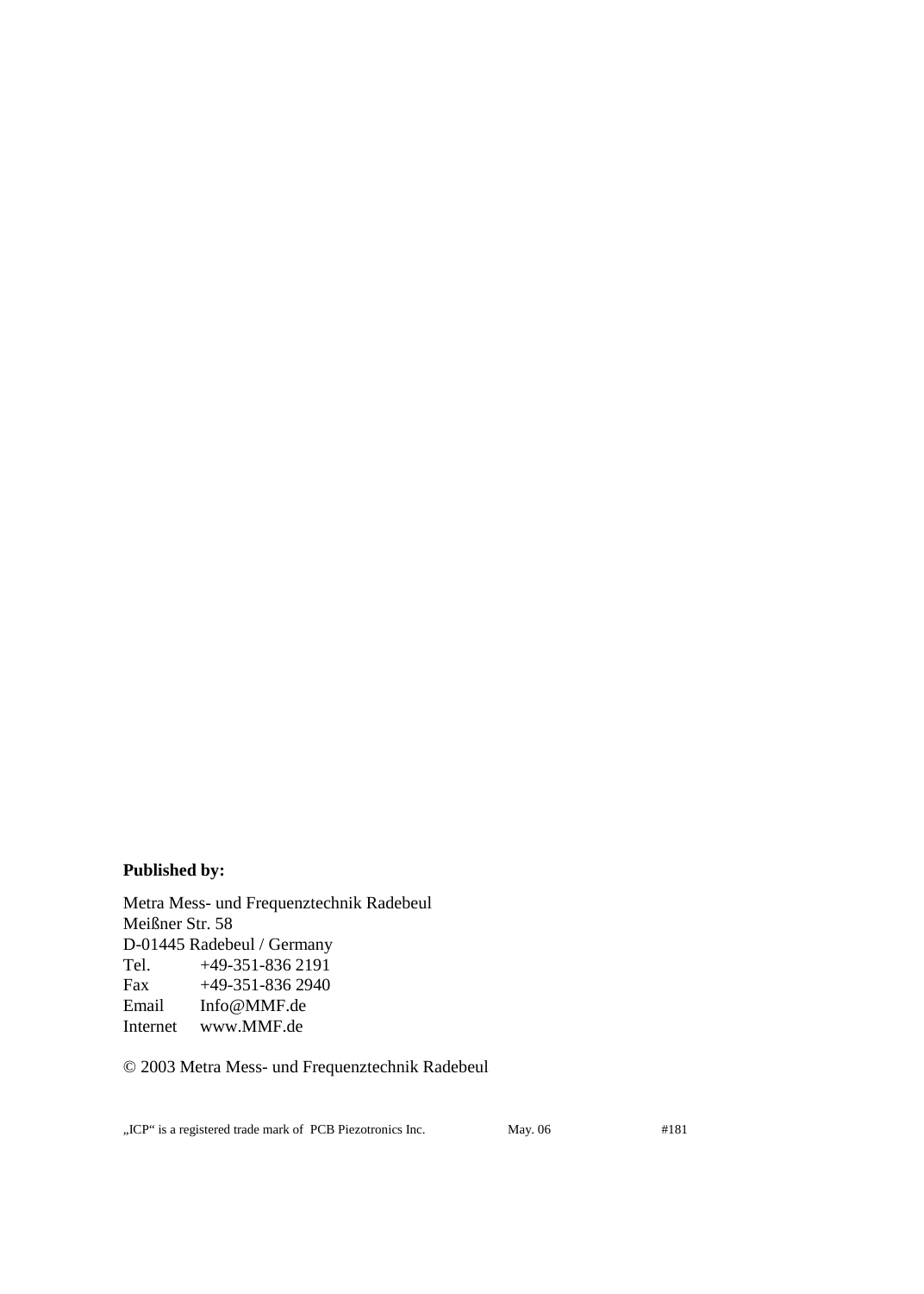**Published by:**

Metra Mess- und Frequenztechnik Radebeul
Meißner Str. 58
D-01445 Radebeul / Germany

| | |
|---|---|
| Tel. | +49-351-836 2191 |
| Fax | +49-351-836 2940 |
| Email | Info@MMF.de |
| Internet | www.MMF.de |

© 2003 Metra Mess- und Frequenztechnik Radebeul

„ICP“ is a registered trade mark of PCB Piezotronics Inc. May. 06 #181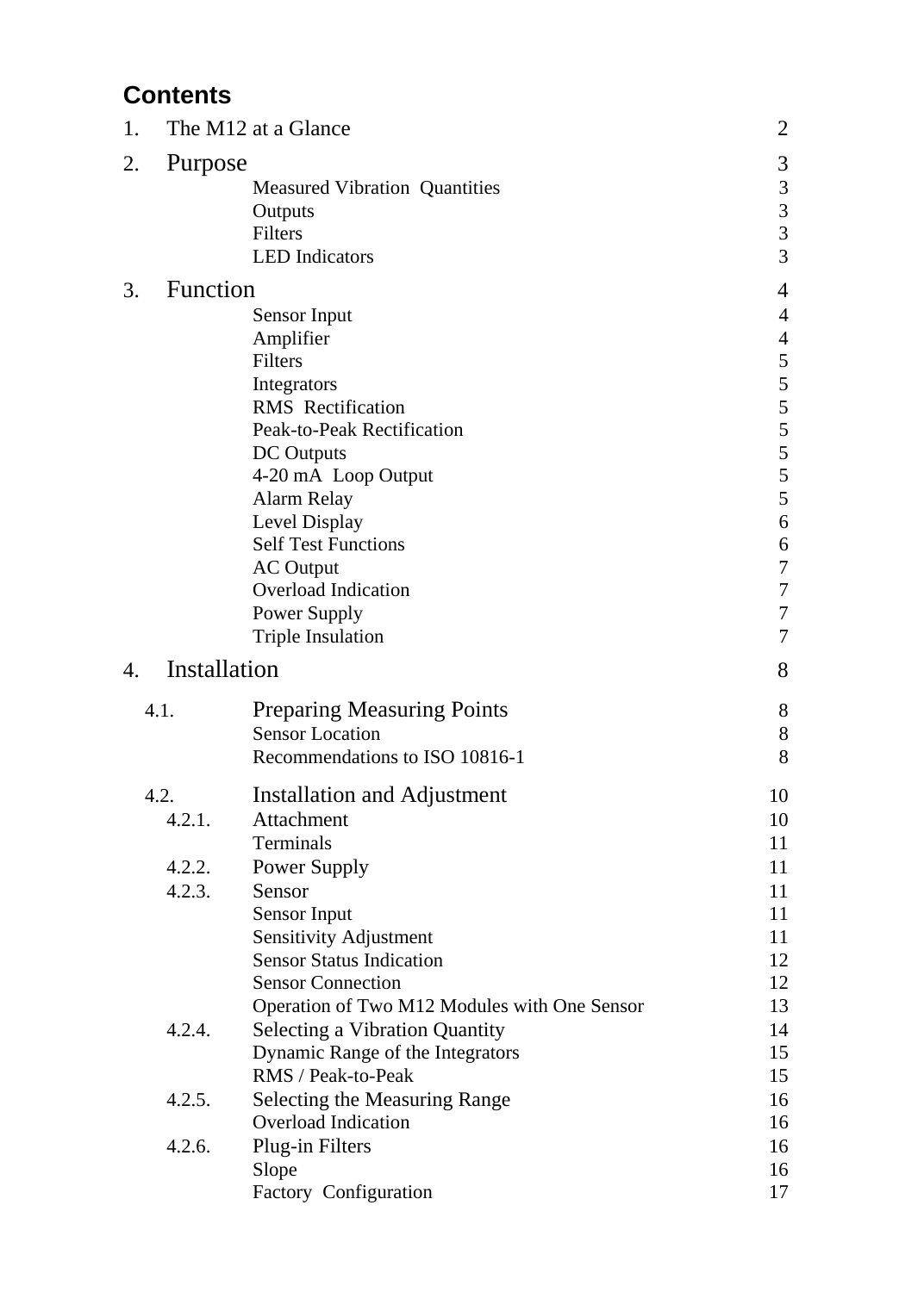## Contents

| | | |
|---|---|---|
| 1. | The M12 at a Glance | 2 |
| 2. | Purpose | 3 |
| | Measured Vibration Quantities | 3 |
| | Outputs | 3 |
| | Filters | 3 |
| | LED Indicators | 3 |
| 3. | Function | 4 |
| | Sensor Input | 4 |
| | Amplifier | 4 |
| | Filters | 5 |
| | Integrators | 5 |
| | RMS Rectification | 5 |
| | Peak-to-Peak Rectification | 5 |
| | DC Outputs | 5 |
| | 4-20 mA Loop Output | 5 |
| | Alarm Relay | 5 |
| | Level Display | 6 |
| | Self Test Functions | 6 |
| | AC Output | 7 |
| | Overload Indication | 7 |
| | Power Supply | 7 |
| | Triple Insulation | 7 |
| 4. | Installation | 8 |
| 4.1. | Preparing Measuring Points | 8 |
| | Sensor Location | 8 |
| | Recommendations to ISO 10816-1 | 8 |
| 4.2. | Installation and Adjustment | 10 |
| 4.2.1. | Attachment | 10 |
| | Terminals | 11 |
| 4.2.2. | Power Supply | 11 |
| 4.2.3. | Sensor | 11 |
| | Sensor Input | 11 |
| | Sensitivity Adjustment | 11 |
| | Sensor Status Indication | 12 |
| | Sensor Connection | 12 |
| | Operation of Two M12 Modules with One Sensor | 13 |
| 4.2.4. | Selecting a Vibration Quantity | 14 |
| | Dynamic Range of the Integrators | 15 |
| | RMS / Peak-to-Peak | 15 |
| 4.2.5. | Selecting the Measuring Range | 16 |
| | Overload Indication | 16 |
| 4.2.6. | Plug-in Filters | 16 |
| | Slope | 16 |
| | Factory Configuration | 17 |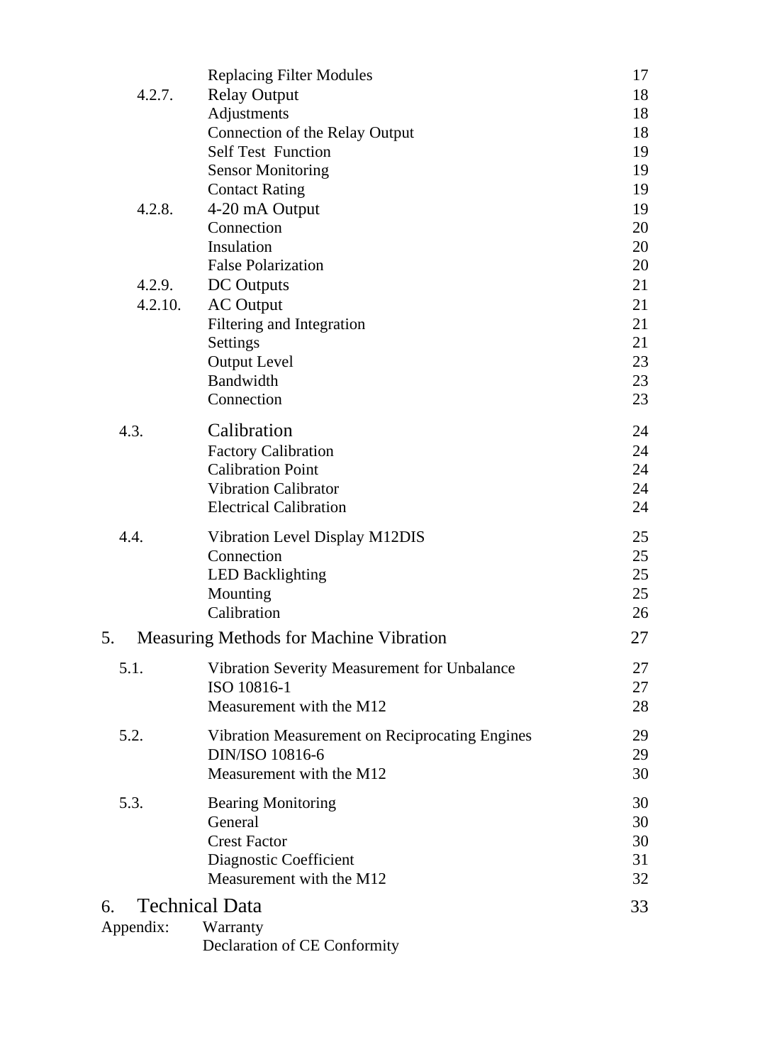| | | |
|---|---|---|
| | Replacing Filter Modules | 17 |
| 4.2.7. | Relay Output | 18 |
| | Adjustments | 18 |
| | Connection of the Relay Output | 18 |
| | Self Test Function | 19 |
| | Sensor Monitoring | 19 |
| | Contact Rating | 19 |
| 4.2.8. | 4-20 mA Output | 19 |
| | Connection | 20 |
| | Insulation | 20 |
| | False Polarization | 20 |
| 4.2.9. | DC Outputs | 21 |
| 4.2.10. | AC Output | 21 |
| | Filtering and Integration | 21 |
| | Settings | 21 |
| | Output Level | 23 |
| | Bandwidth | 23 |
| | Connection | 23 |
| 4.3. | Calibration | 24 |
| | Factory Calibration | 24 |
| | Calibration Point | 24 |
| | Vibration Calibrator | 24 |
| | Electrical Calibration | 24 |
| 4.4. | Vibration Level Display M12DIS | 25 |
| | Connection | 25 |
| | LED Backlighting | 25 |
| | Mounting | 25 |
| | Calibration | 26 |
| 5. | Measuring Methods for Machine Vibration | 27 |
| 5.1. | Vibration Severity Measurement for Unbalance | 27 |
| | ISO 10816-1 | 27 |
| | Measurement with the M12 | 28 |
| 5.2. | Vibration Measurement on Reciprocating Engines | 29 |
| | DIN/ISO 10816-6 | 29 |
| | Measurement with the M12 | 30 |
| 5.3. | Bearing Monitoring | 30 |
| | General | 30 |
| | Crest Factor | 30 |
| | Diagnostic Coefficient | 31 |
| | Measurement with the M12 | 32 |
| 6. | Technical Data | 33 |
| Appendix: | Warranty | |
| | Declaration of CE Conformity | |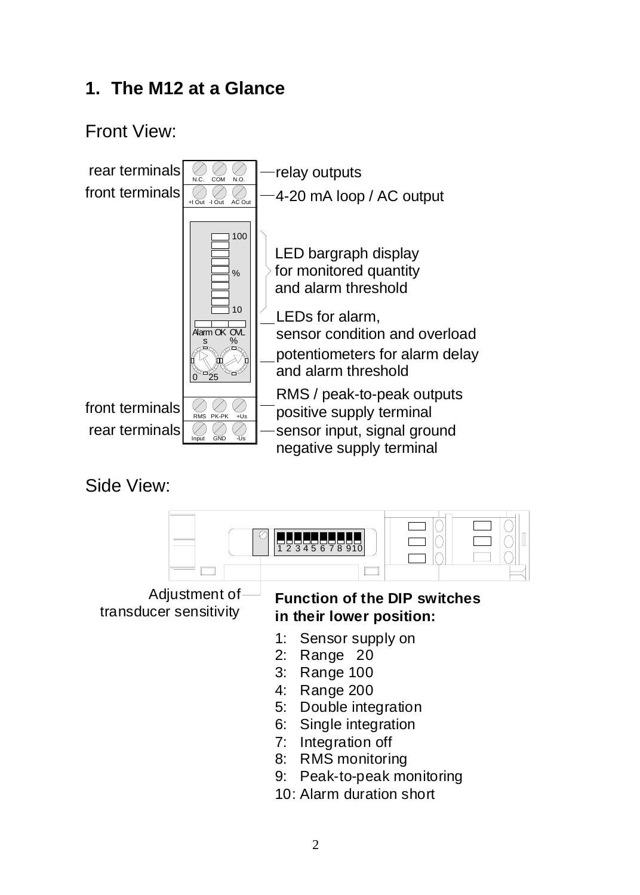## 1. The M12 at a Glance

Front View:

rear terminals — N.C. COM N.O. — relay outputs

front terminals — +I Out -I Out AC Out — 4-20 mA loop / AC output

LED bargraph display for monitored quantity and alarm threshold (100 %, 10)

LEDs for alarm, sensor condition and overload (Alarm, OK, OVL)

potentiometers for alarm delay and alarm threshold (s, %, 0 25)

front terminals — RMS PK-PK +Us — RMS / peak-to-peak outputs, positive supply terminal

rear terminals — Input GND -Us — sensor input, signal ground, negative supply terminal

Side View:

Adjustment of transducer sensitivity

DIP switches: 1 2 3 4 5 6 7 8 9 10

**Function of the DIP switches in their lower position:**

1: Sensor supply on
2: Range 20
3: Range 100
4: Range 200
5: Double integration
6: Single integration
7: Integration off
8: RMS monitoring
9: Peak-to-peak monitoring
10: Alarm duration short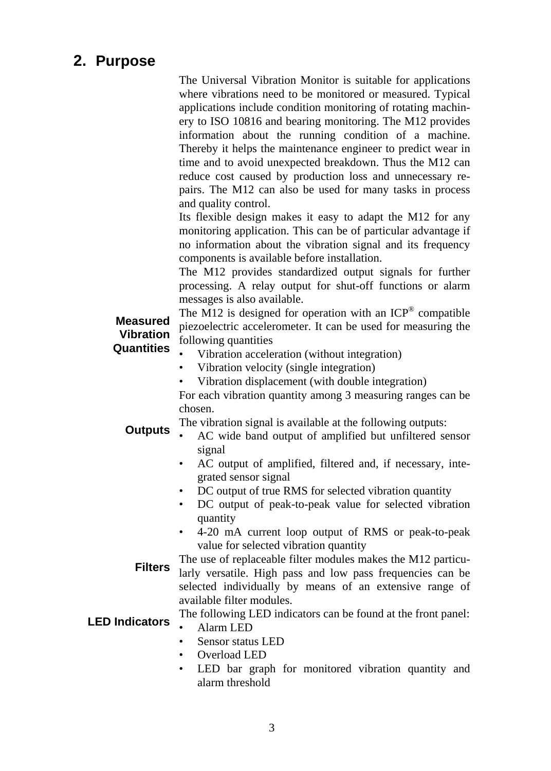## 2. Purpose

The Universal Vibration Monitor is suitable for applications where vibrations need to be monitored or measured. Typical applications include condition monitoring of rotating machinery to ISO 10816 and bearing monitoring. The M12 provides information about the running condition of a machine. Thereby it helps the maintenance engineer to predict wear in time and to avoid unexpected breakdown. Thus the M12 can reduce cost caused by production loss and unnecessary repairs. The M12 can also be used for many tasks in process and quality control.

Its flexible design makes it easy to adapt the M12 for any monitoring application. This can be of particular advantage if no information about the vibration signal and its frequency components is available before installation.

The M12 provides standardized output signals for further processing. A relay output for shut-off functions or alarm messages is also available.

**Measured Vibration Quantities**

The M12 is designed for operation with an ICP® compatible piezoelectric accelerometer. It can be used for measuring the following quantities

- Vibration acceleration (without integration)
- Vibration velocity (single integration)
- Vibration displacement (with double integration)

For each vibration quantity among 3 measuring ranges can be chosen.

**Outputs**

The vibration signal is available at the following outputs:

- AC wide band output of amplified but unfiltered sensor signal
- AC output of amplified, filtered and, if necessary, integrated sensor signal
- DC output of true RMS for selected vibration quantity
- DC output of peak-to-peak value for selected vibration quantity
- 4-20 mA current loop output of RMS or peak-to-peak value for selected vibration quantity

**Filters**

The use of replaceable filter modules makes the M12 particularly versatile. High pass and low pass frequencies can be selected individually by means of an extensive range of available filter modules.

**LED Indicators**

The following LED indicators can be found at the front panel:

- Alarm LED
- Sensor status LED
- Overload LED
- LED bar graph for monitored vibration quantity and alarm threshold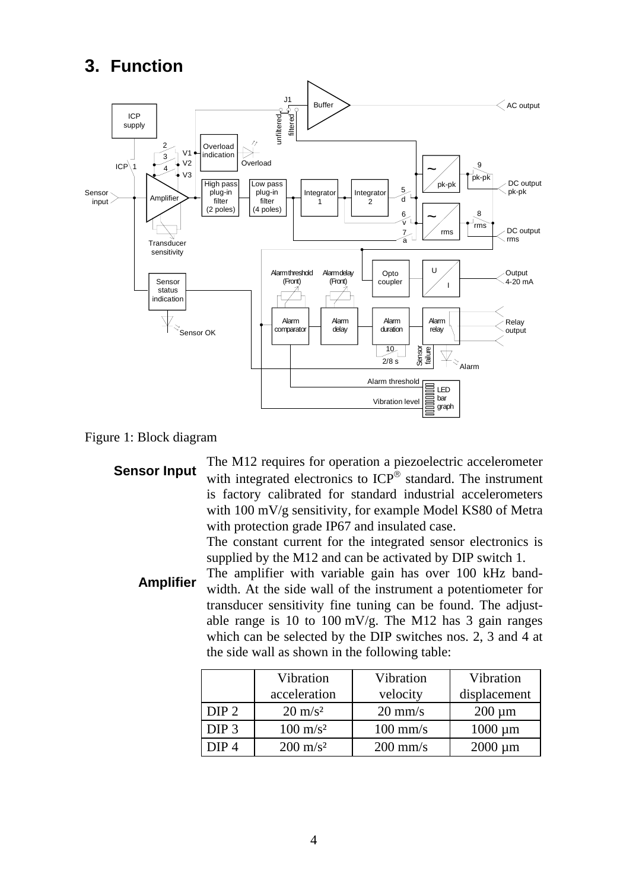# 3. Function

Figure 1: Block diagram

**Sensor Input**

The M12 requires for operation a piezoelectric accelerometer with integrated electronics to ICP® standard. The instrument is factory calibrated for standard industrial accelerometers with 100 mV/g sensitivity, for example Model KS80 of Metra with protection grade IP67 and insulated case.

The constant current for the integrated sensor electronics is supplied by the M12 and can be activated by DIP switch 1.

**Amplifier**

The amplifier with variable gain has over 100 kHz bandwidth. At the side wall of the instrument a potentiometer for transducer sensitivity fine tuning can be found. The adjustable range is 10 to 100 mV/g. The M12 has 3 gain ranges which can be selected by the DIP switches nos. 2, 3 and 4 at the side wall as shown in the following table:

| | Vibration acceleration | Vibration velocity | Vibration displacement |
|---|---|---|---|
| DIP 2 | 20 m/s² | 20 mm/s | 200 µm |
| DIP 3 | 100 m/s² | 100 mm/s | 1000 µm |
| DIP 4 | 200 m/s² | 200 mm/s | 2000 µm |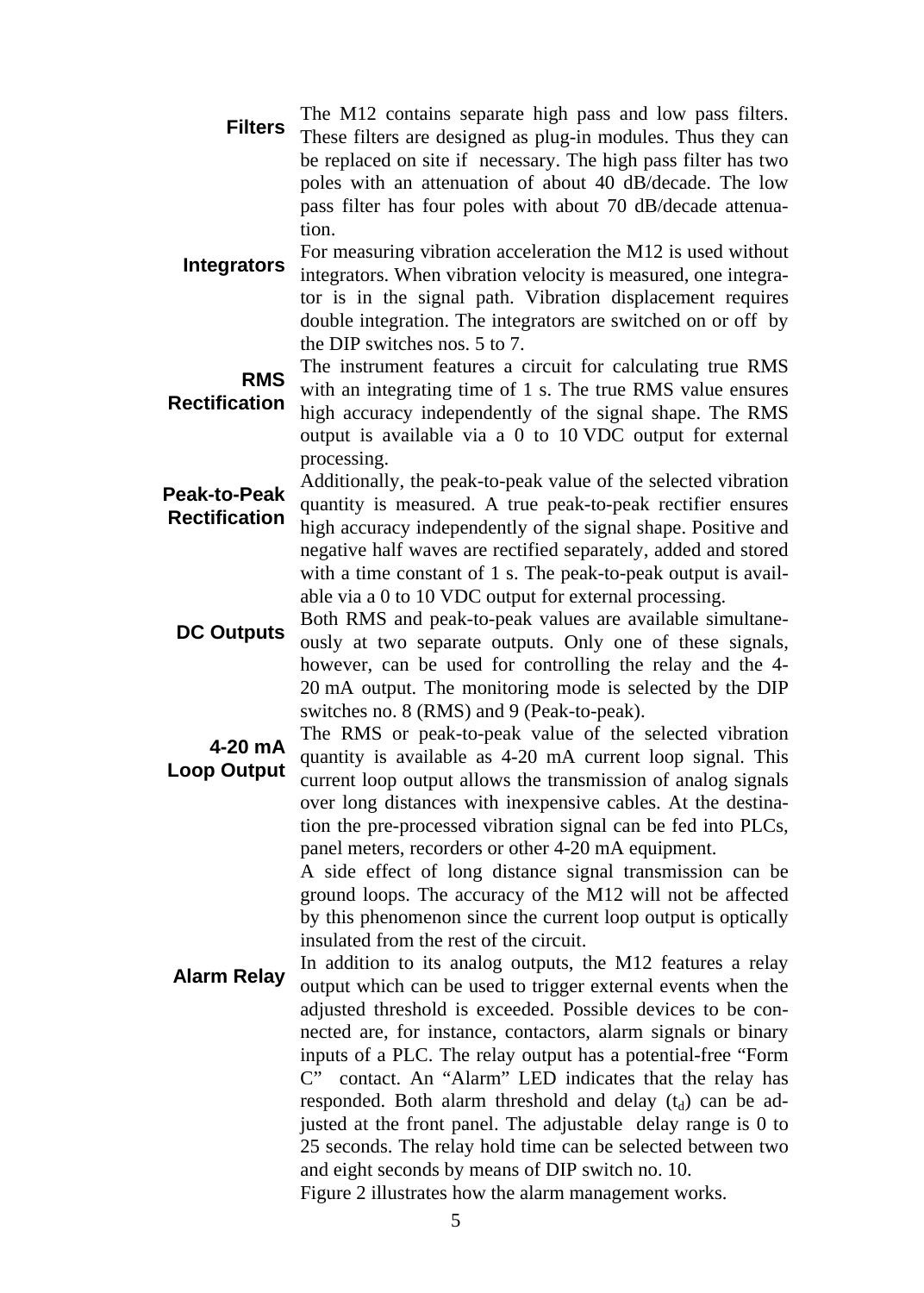**Filters**

The M12 contains separate high pass and low pass filters. These filters are designed as plug-in modules. Thus they can be replaced on site if necessary. The high pass filter has two poles with an attenuation of about 40 dB/decade. The low pass filter has four poles with about 70 dB/decade attenuation.

**Integrators**

For measuring vibration acceleration the M12 is used without integrators. When vibration velocity is measured, one integrator is in the signal path. Vibration displacement requires double integration. The integrators are switched on or off by the DIP switches nos. 5 to 7.

**RMS Rectification**

The instrument features a circuit for calculating true RMS with an integrating time of 1 s. The true RMS value ensures high accuracy independently of the signal shape. The RMS output is available via a 0 to 10 VDC output for external processing.

**Peak-to-Peak Rectification**

Additionally, the peak-to-peak value of the selected vibration quantity is measured. A true peak-to-peak rectifier ensures high accuracy independently of the signal shape. Positive and negative half waves are rectified separately, added and stored with a time constant of 1 s. The peak-to-peak output is available via a 0 to 10 VDC output for external processing.

**DC Outputs**

Both RMS and peak-to-peak values are available simultaneously at two separate outputs. Only one of these signals, however, can be used for controlling the relay and the 4-20 mA output. The monitoring mode is selected by the DIP switches no. 8 (RMS) and 9 (Peak-to-peak).

**4-20 mA Loop Output**

The RMS or peak-to-peak value of the selected vibration quantity is available as 4-20 mA current loop signal. This current loop output allows the transmission of analog signals over long distances with inexpensive cables. At the destination the pre-processed vibration signal can be fed into PLCs, panel meters, recorders or other 4-20 mA equipment.

A side effect of long distance signal transmission can be ground loops. The accuracy of the M12 will not be affected by this phenomenon since the current loop output is optically insulated from the rest of the circuit.

**Alarm Relay**

In addition to its analog outputs, the M12 features a relay output which can be used to trigger external events when the adjusted threshold is exceeded. Possible devices to be connected are, for instance, contactors, alarm signals or binary inputs of a PLC. The relay output has a potential-free "Form C" contact. An "Alarm" LED indicates that the relay has responded. Both alarm threshold and delay ($t_d$) can be adjusted at the front panel. The adjustable delay range is 0 to 25 seconds. The relay hold time can be selected between two and eight seconds by means of DIP switch no. 10.

Figure 2 illustrates how the alarm management works.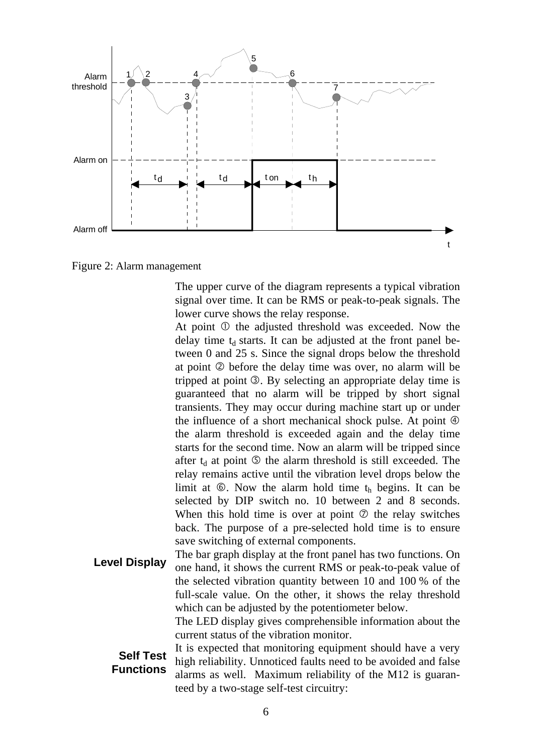Figure 2: Alarm management

The upper curve of the diagram represents a typical vibration signal over time. It can be RMS or peak-to-peak signals. The lower curve shows the relay response.

At point ① the adjusted threshold was exceeded. Now the delay time $t_d$ starts. It can be adjusted at the front panel between 0 and 25 s. Since the signal drops below the threshold at point ② before the delay time was over, no alarm will be tripped at point ③. By selecting an appropriate delay time is guaranteed that no alarm will be tripped by short signal transients. They may occur during machine start up or under the influence of a short mechanical shock pulse. At point ④ the alarm threshold is exceeded again and the delay time starts for the second time. Now an alarm will be tripped since after $t_d$ at point ⑤ the alarm threshold is still exceeded. The relay remains active until the vibration level drops below the limit at ⑥. Now the alarm hold time $t_h$ begins. It can be selected by DIP switch no. 10 between 2 and 8 seconds. When this hold time is over at point ⑦ the relay switches back. The purpose of a pre-selected hold time is to ensure save switching of external components.

**Level Display**

The bar graph display at the front panel has two functions. On one hand, it shows the current RMS or peak-to-peak value of the selected vibration quantity between 10 and 100 % of the full-scale value. On the other, it shows the relay threshold which can be adjusted by the potentiometer below.

The LED display gives comprehensible information about the current status of the vibration monitor.

**Self Test Functions**

It is expected that monitoring equipment should have a very high reliability. Unnoticed faults need to be avoided and false alarms as well. Maximum reliability of the M12 is guaranteed by a two-stage self-test circuitry: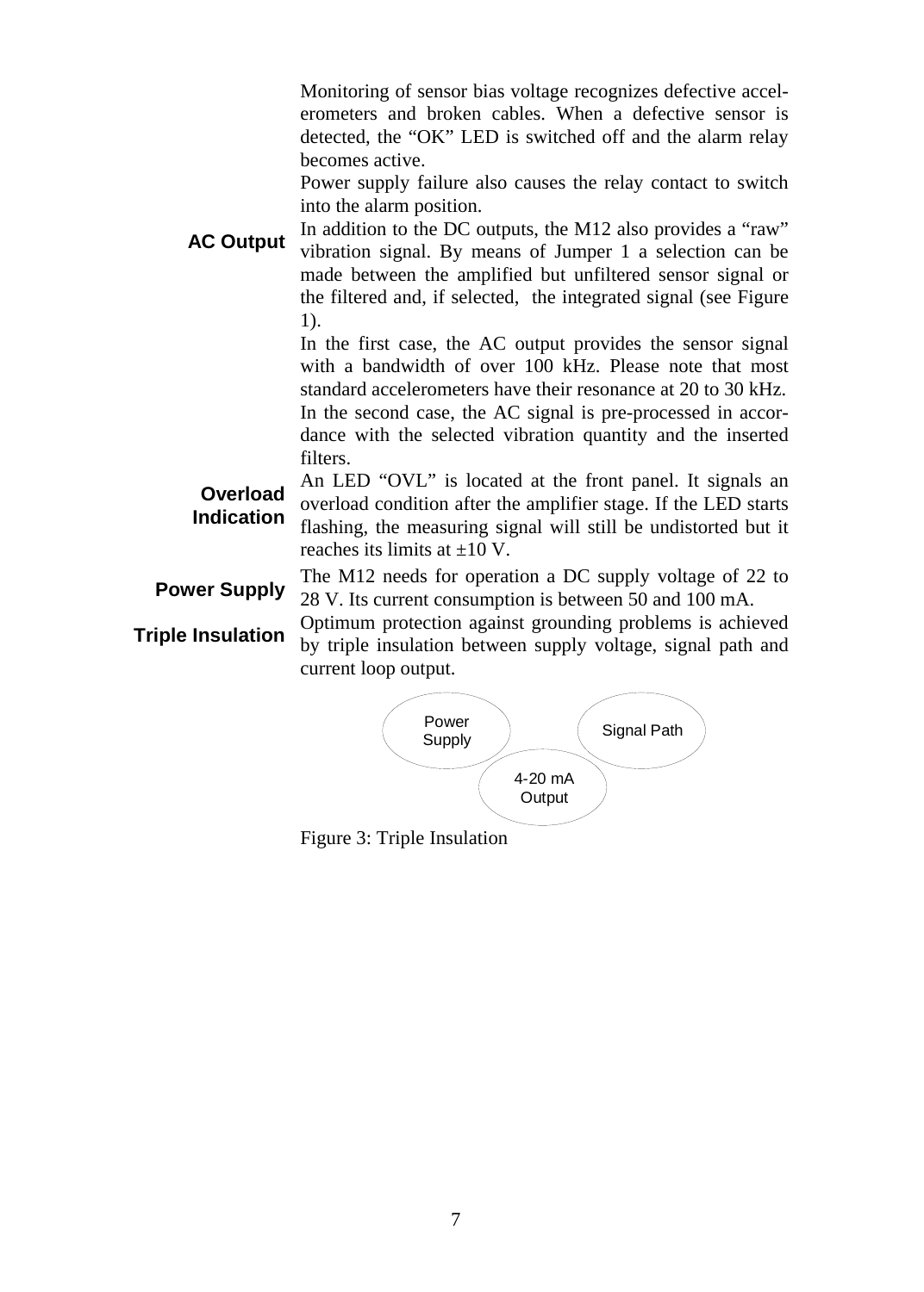Monitoring of sensor bias voltage recognizes defective accelerometers and broken cables. When a defective sensor is detected, the "OK" LED is switched off and the alarm relay becomes active.

Power supply failure also causes the relay contact to switch into the alarm position.

## AC Output

In addition to the DC outputs, the M12 also provides a "raw" vibration signal. By means of Jumper 1 a selection can be made between the amplified but unfiltered sensor signal or the filtered and, if selected, the integrated signal (see Figure 1).

In the first case, the AC output provides the sensor signal with a bandwidth of over 100 kHz. Please note that most standard accelerometers have their resonance at 20 to 30 kHz.

In the second case, the AC signal is pre-processed in accordance with the selected vibration quantity and the inserted filters.

## Overload Indication

An LED "OVL" is located at the front panel. It signals an overload condition after the amplifier stage. If the LED starts flashing, the measuring signal will still be undistorted but it reaches its limits at ±10 V.

## Power Supply

The M12 needs for operation a DC supply voltage of 22 to 28 V. Its current consumption is between 50 and 100 mA.

## Triple Insulation

Optimum protection against grounding problems is achieved by triple insulation between supply voltage, signal path and current loop output.

Power Supply — Signal Path — 4-20 mA Output

Figure 3: Triple Insulation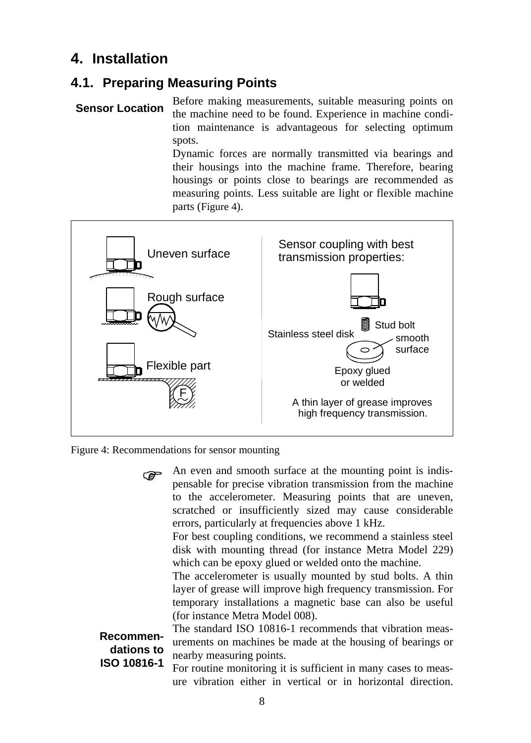# 4. Installation

## 4.1. Preparing Measuring Points

**Sensor Location**

Before making measurements, suitable measuring points on the machine need to be found. Experience in machine condition maintenance is advantageous for selecting optimum spots.

Dynamic forces are normally transmitted via bearings and their housings into the machine frame. Therefore, bearing housings or points close to bearings are recommended as measuring points. Less suitable are light or flexible machine parts (Figure 4).

Uneven surface

Rough surface

Flexible part

Sensor coupling with best transmission properties:

Stud bolt

Stainless steel disk

smooth surface

Epoxy glued or welded

A thin layer of grease improves high frequency transmission.

Figure 4: Recommendations for sensor mounting

☞ An even and smooth surface at the mounting point is indispensable for precise vibration transmission from the machine to the accelerometer. Measuring points that are uneven, scratched or insufficiently sized may cause considerable errors, particularly at frequencies above 1 kHz.

For best coupling conditions, we recommend a stainless steel disk with mounting thread (for instance Metra Model 229) which can be epoxy glued or welded onto the machine.

The accelerometer is usually mounted by stud bolts. A thin layer of grease will improve high frequency transmission. For temporary installations a magnetic base can also be useful (for instance Metra Model 008).

**Recommendations to ISO 10816-1**

The standard ISO 10816-1 recommends that vibration measurements on machines be made at the housing of bearings or nearby measuring points.

For routine monitoring it is sufficient in many cases to measure vibration either in vertical or in horizontal direction.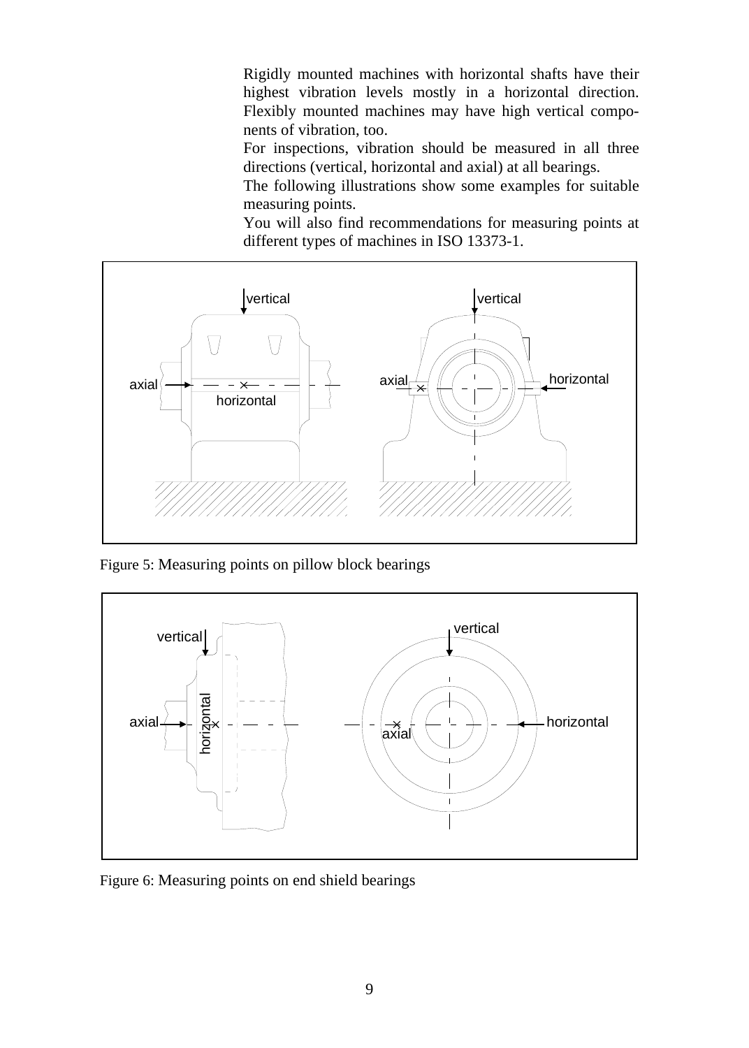Rigidly mounted machines with horizontal shafts have their highest vibration levels mostly in a horizontal direction. Flexibly mounted machines may have high vertical components of vibration, too.

For inspections, vibration should be measured in all three directions (vertical, horizontal and axial) at all bearings.

The following illustrations show some examples for suitable measuring points.

You will also find recommendations for measuring points at different types of machines in ISO 13373-1.

Figure 5: Measuring points on pillow block bearings

Figure 6: Measuring points on end shield bearings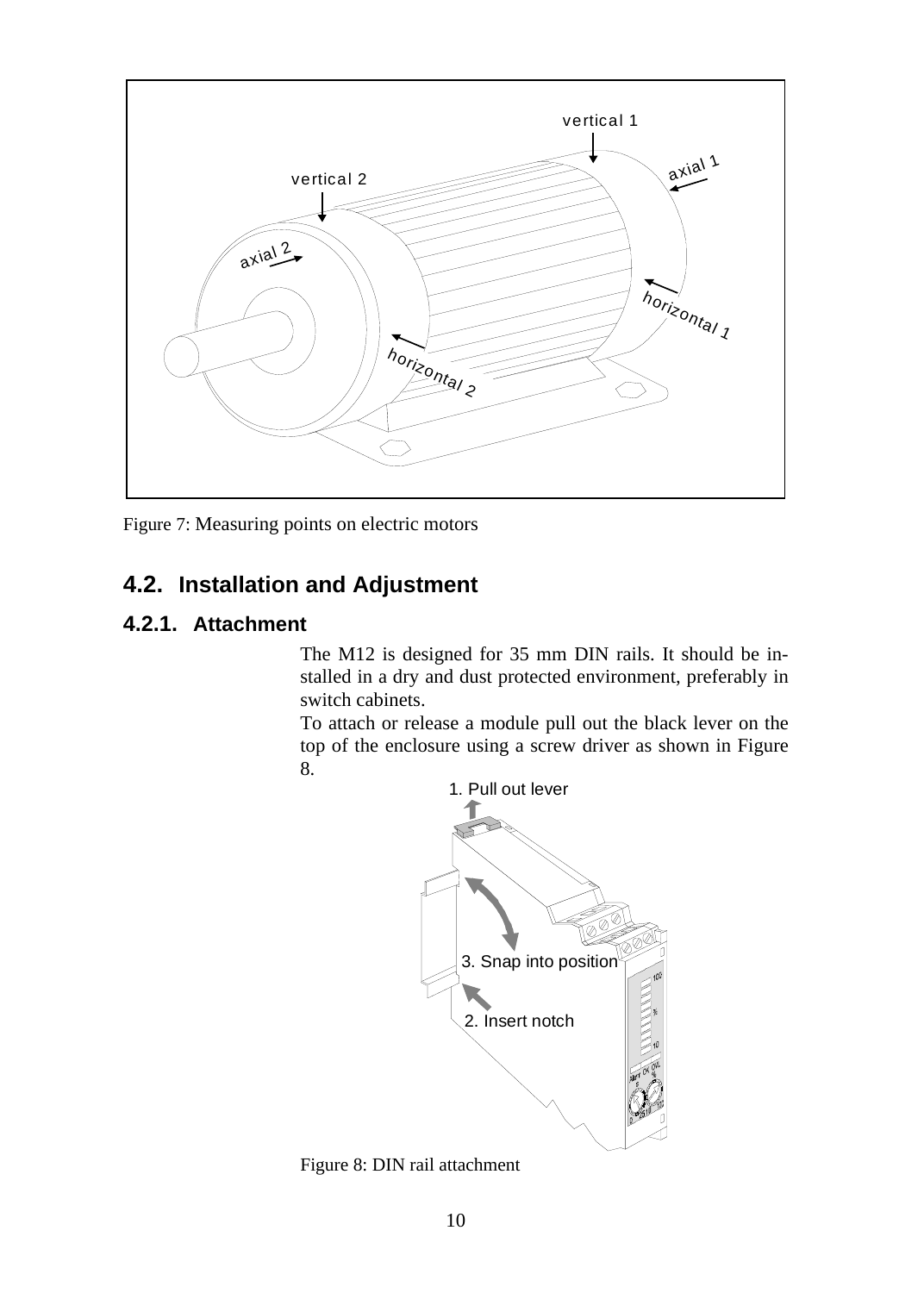Figure 7: Measuring points on electric motors

## 4.2. Installation and Adjustment

### 4.2.1. Attachment

The M12 is designed for 35 mm DIN rails. It should be installed in a dry and dust protected environment, preferably in switch cabinets.

To attach or release a module pull out the black lever on the top of the enclosure using a screw driver as shown in Figure 8.

Figure 8: DIN rail attachment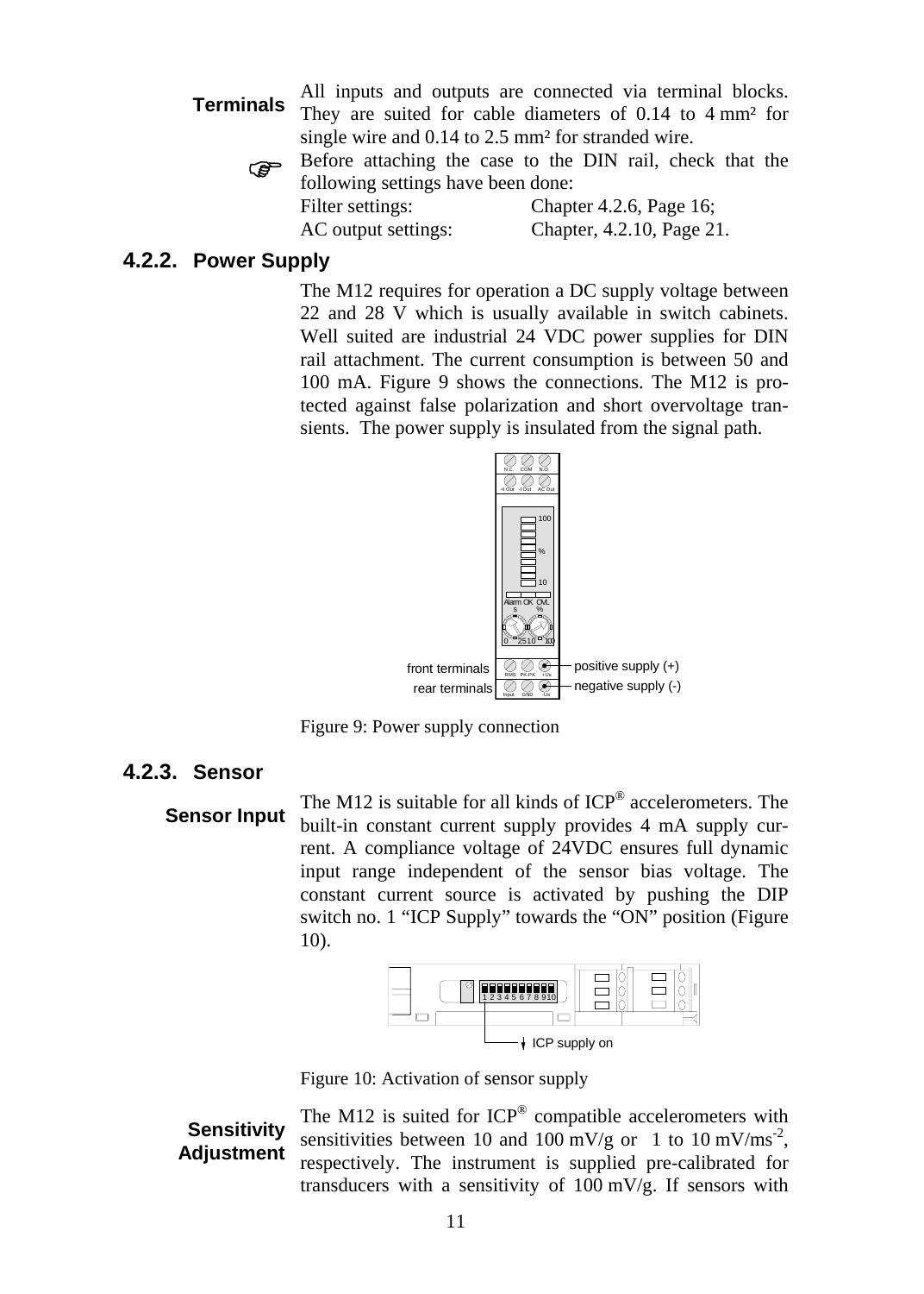**Terminals**

All inputs and outputs are connected via terminal blocks. They are suited for cable diameters of 0.14 to 4 mm² for single wire and 0.14 to 2.5 mm² for stranded wire.

☞ Before attaching the case to the DIN rail, check that the following settings have been done:

| | |
|---|---|
| Filter settings: | Chapter 4.2.6, Page 16; |
| AC output settings: | Chapter, 4.2.10, Page 21. |

## 4.2.2. Power Supply

The M12 requires for operation a DC supply voltage between 22 and 28 V which is usually available in switch cabinets. Well suited are industrial 24 VDC power supplies for DIN rail attachment. The current consumption is between 50 and 100 mA. Figure 9 shows the connections. The M12 is protected against false polarization and short overvoltage transients. The power supply is insulated from the signal path.

Figure 9: Power supply connection

## 4.2.3. Sensor

**Sensor Input**

The M12 is suitable for all kinds of ICP® accelerometers. The built-in constant current supply provides 4 mA supply current. A compliance voltage of 24VDC ensures full dynamic input range independent of the sensor bias voltage. The constant current source is activated by pushing the DIP switch no. 1 "ICP Supply" towards the "ON" position (Figure 10).

Figure 10: Activation of sensor supply

**Sensitivity Adjustment**

The M12 is suited for ICP® compatible accelerometers with sensitivities between 10 and 100 mV/g or 1 to 10 mV/ms$^{-2}$, respectively. The instrument is supplied pre-calibrated for transducers with a sensitivity of 100 mV/g. If sensors with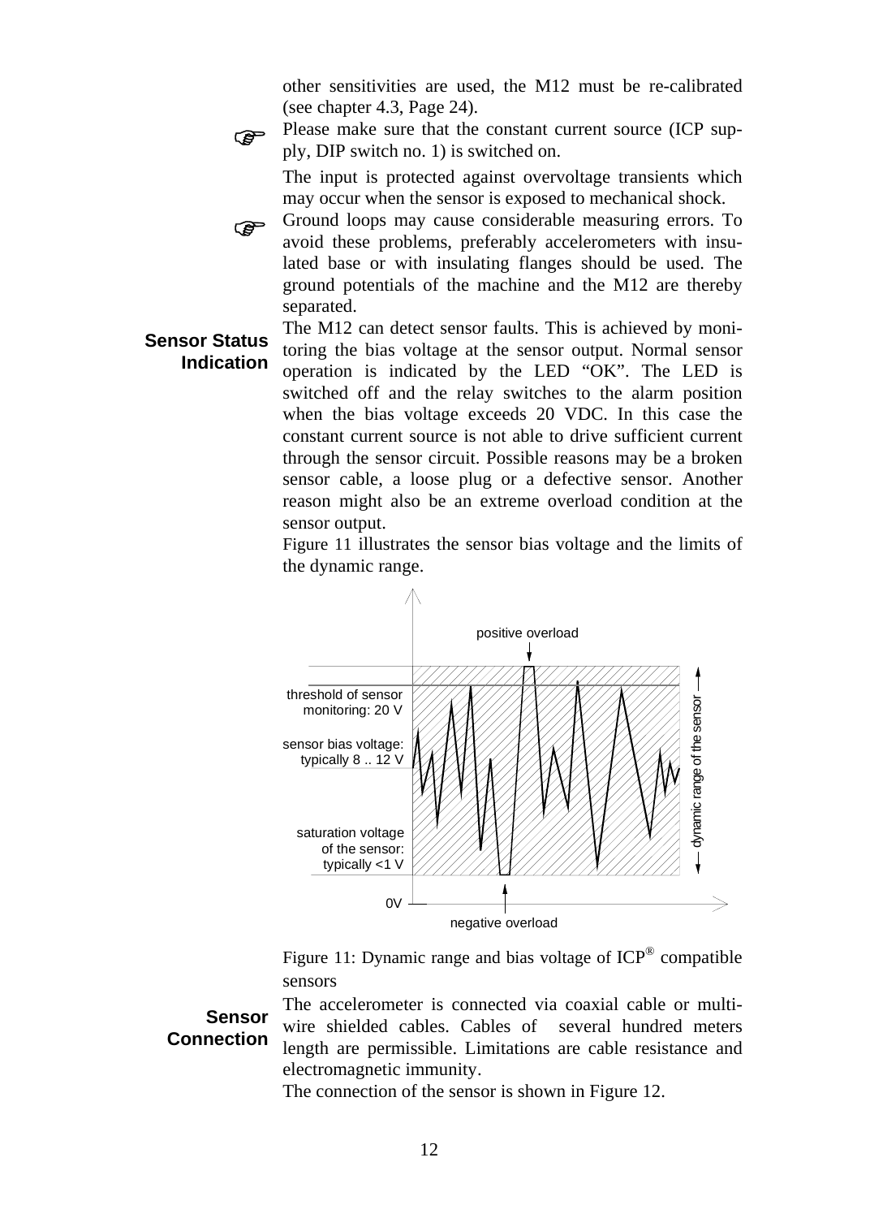other sensitivities are used, the M12 must be re-calibrated (see chapter 4.3, Page 24).

☞ Please make sure that the constant current source (ICP supply, DIP switch no. 1) is switched on.

The input is protected against overvoltage transients which may occur when the sensor is exposed to mechanical shock.

☞ Ground loops may cause considerable measuring errors. To avoid these problems, preferably accelerometers with insulated base or with insulating flanges should be used. The ground potentials of the machine and the M12 are thereby separated.

**Sensor Status Indication**

The M12 can detect sensor faults. This is achieved by monitoring the bias voltage at the sensor output. Normal sensor operation is indicated by the LED "OK". The LED is switched off and the relay switches to the alarm position when the bias voltage exceeds 20 VDC. In this case the constant current source is not able to drive sufficient current through the sensor circuit. Possible reasons may be a broken sensor cable, a loose plug or a defective sensor. Another reason might also be an extreme overload condition at the sensor output.

Figure 11 illustrates the sensor bias voltage and the limits of the dynamic range.

positive overload

threshold of sensor monitoring: 20 V

sensor bias voltage: typically 8 .. 12 V

saturation voltage of the sensor: typically <1 V

0V

negative overload

dynamic range of the sensor

Figure 11: Dynamic range and bias voltage of ICP® compatible sensors

**Sensor Connection**

The accelerometer is connected via coaxial cable or multiwire shielded cables. Cables of several hundred meters length are permissible. Limitations are cable resistance and electromagnetic immunity.

The connection of the sensor is shown in Figure 12.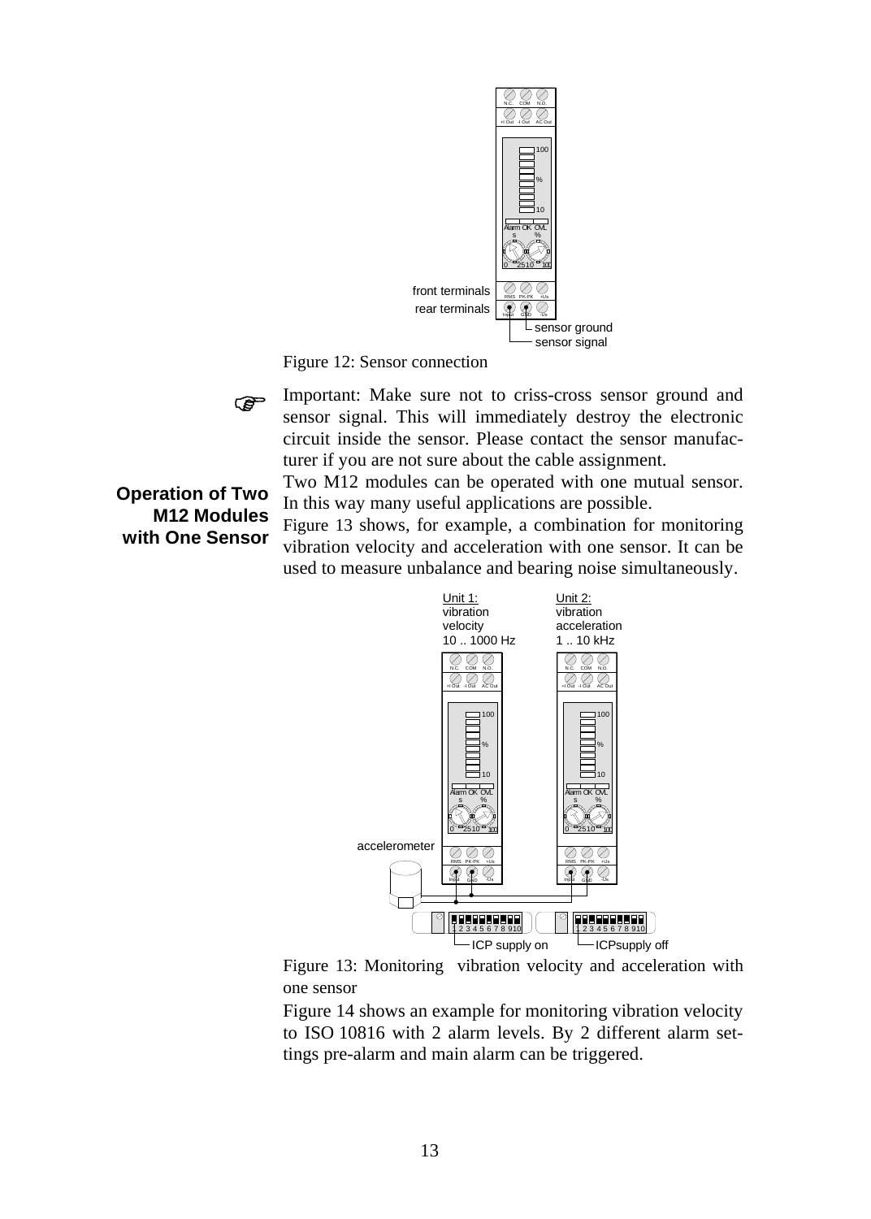Figure 12: Sensor connection

Important: Make sure not to criss-cross sensor ground and sensor signal. This will immediately destroy the electronic circuit inside the sensor. Please contact the sensor manufacturer if you are not sure about the cable assignment.

## Operation of Two M12 Modules with One Sensor

Two M12 modules can be operated with one mutual sensor. In this way many useful applications are possible.

Figure 13 shows, for example, a combination for monitoring vibration velocity and acceleration with one sensor. It can be used to measure unbalance and bearing noise simultaneously.

Figure 13: Monitoring vibration velocity and acceleration with one sensor

Figure 14 shows an example for monitoring vibration velocity to ISO 10816 with 2 alarm levels. By 2 different alarm settings pre-alarm and main alarm can be triggered.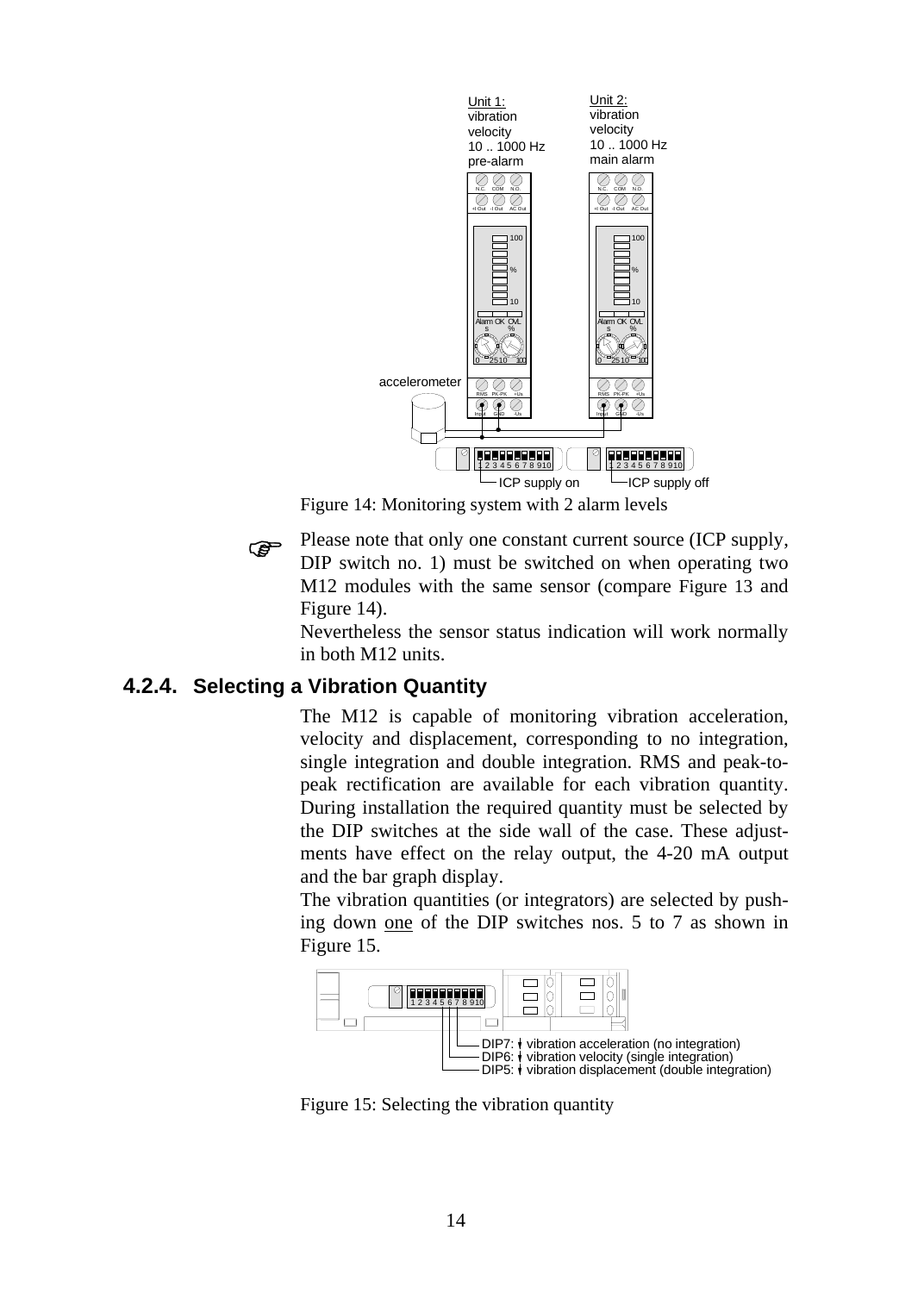Figure 14: Monitoring system with 2 alarm levels

☞ Please note that only one constant current source (ICP supply, DIP switch no. 1) must be switched on when operating two M12 modules with the same sensor (compare Figure 13 and Figure 14).
Nevertheless the sensor status indication will work normally in both M12 units.

### 4.2.4. Selecting a Vibration Quantity

The M12 is capable of monitoring vibration acceleration, velocity and displacement, corresponding to no integration, single integration and double integration. RMS and peak-to-peak rectification are available for each vibration quantity. During installation the required quantity must be selected by the DIP switches at the side wall of the case. These adjustments have effect on the relay output, the 4-20 mA output and the bar graph display.

The vibration quantities (or integrators) are selected by pushing down one of the DIP switches nos. 5 to 7 as shown in Figure 15.

DIP7: vibration acceleration (no integration)
DIP6: vibration velocity (single integration)
DIP5: vibration displacement (double integration)

Figure 15: Selecting the vibration quantity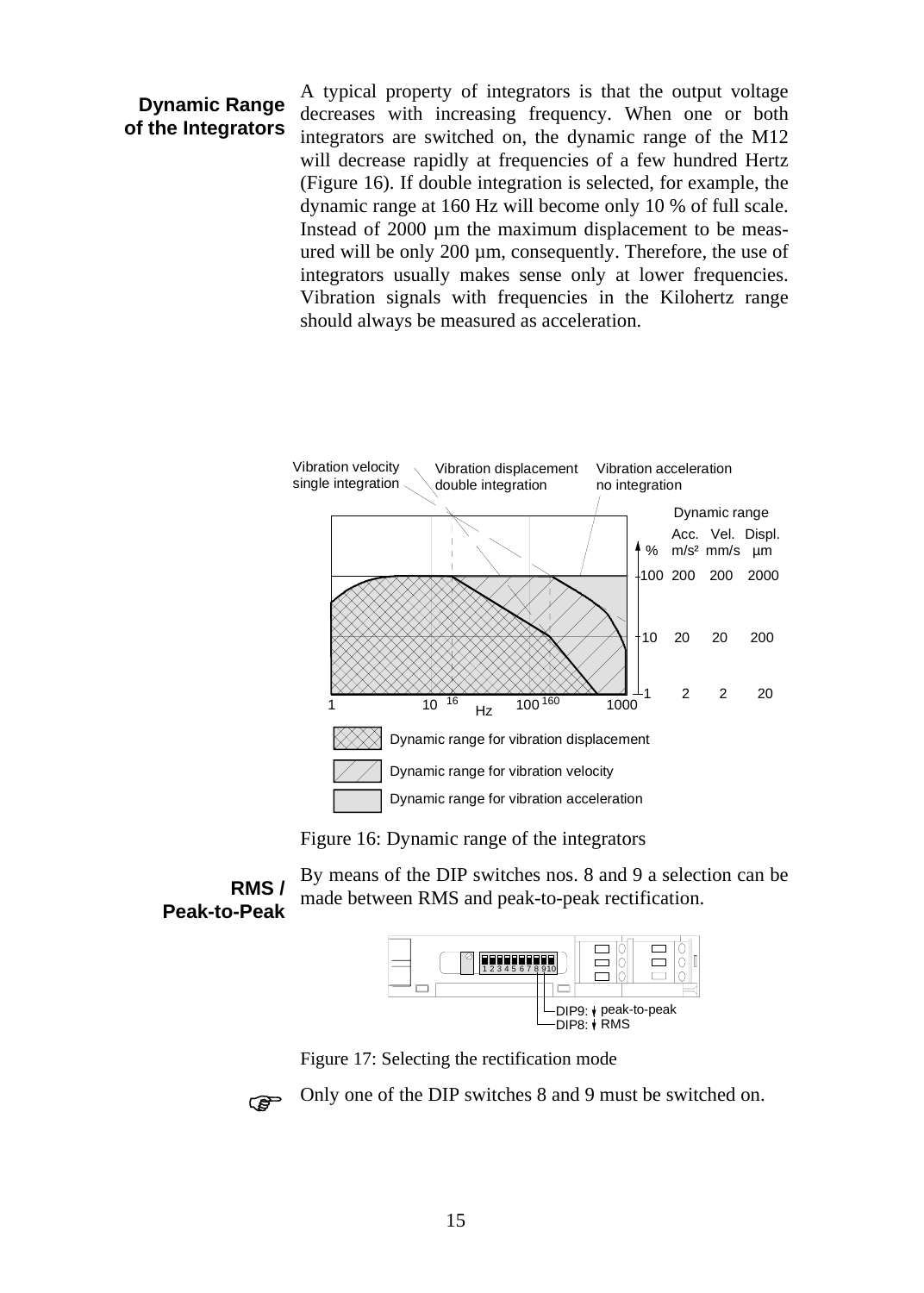## Dynamic Range of the Integrators

A typical property of integrators is that the output voltage decreases with increasing frequency. When one or both integrators are switched on, the dynamic range of the M12 will decrease rapidly at frequencies of a few hundred Hertz (Figure 16). If double integration is selected, for example, the dynamic range at 160 Hz will become only 10 % of full scale. Instead of 2000 µm the maximum displacement to be measured will be only 200 µm, consequently. Therefore, the use of integrators usually makes sense only at lower frequencies. Vibration signals with frequencies in the Kilohertz range should always be measured as acceleration.

Figure 16: Dynamic range of the integrators

## RMS / Peak-to-Peak

By means of the DIP switches nos. 8 and 9 a selection can be made between RMS and peak-to-peak rectification.

Figure 17: Selecting the rectification mode

☞ Only one of the DIP switches 8 and 9 must be switched on.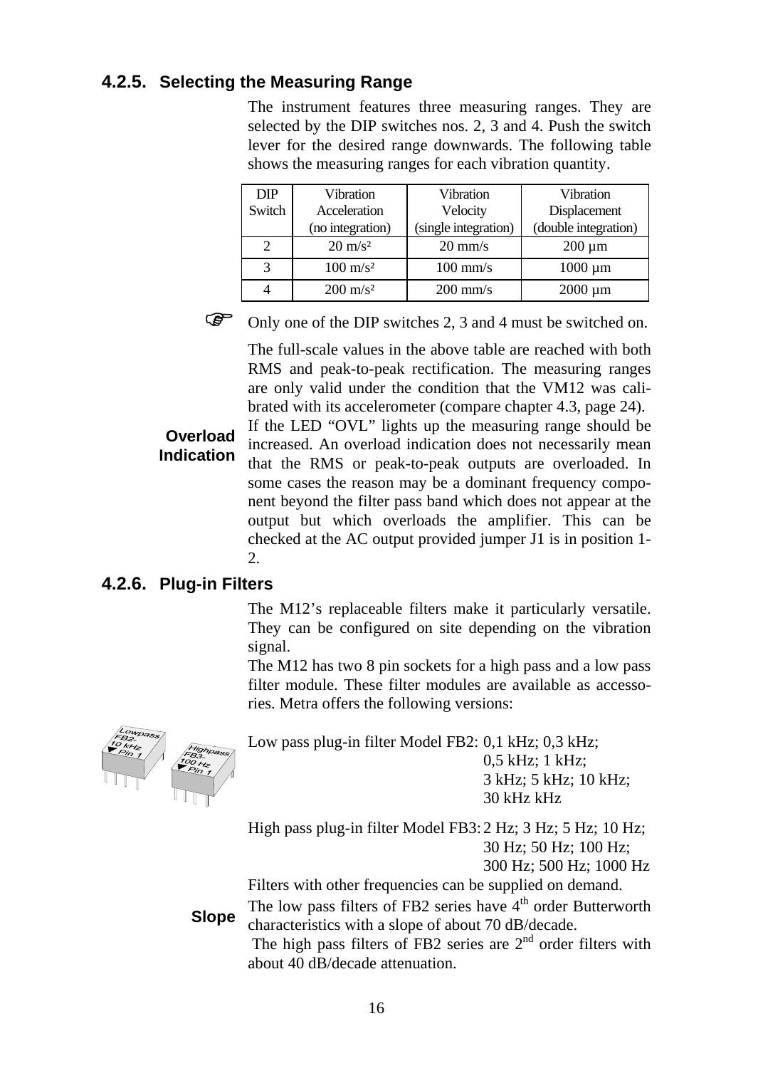### 4.2.5. Selecting the Measuring Range

The instrument features three measuring ranges. They are selected by the DIP switches nos. 2, 3 and 4. Push the switch lever for the desired range downwards. The following table shows the measuring ranges for each vibration quantity.

| DIP Switch | Vibration Acceleration (no integration) | Vibration Velocity (single integration) | Vibration Displacement (double integration) |
|---|---|---|---|
| 2 | 20 m/s² | 20 mm/s | 200 µm |
| 3 | 100 m/s² | 100 mm/s | 1000 µm |
| 4 | 200 m/s² | 200 mm/s | 2000 µm |

☞ Only one of the DIP switches 2, 3 and 4 must be switched on.

The full-scale values in the above table are reached with both RMS and peak-to-peak rectification. The measuring ranges are only valid under the condition that the VM12 was calibrated with its accelerometer (compare chapter 4.3, page 24).

**Overload Indication**

If the LED “OVL” lights up the measuring range should be increased. An overload indication does not necessarily mean that the RMS or peak-to-peak outputs are overloaded. In some cases the reason may be a dominant frequency component beyond the filter pass band which does not appear at the output but which overloads the amplifier. This can be checked at the AC output provided jumper J1 is in position 1-2.

### 4.2.6. Plug-in Filters

The M12’s replaceable filters make it particularly versatile. They can be configured on site depending on the vibration signal.

The M12 has two 8 pin sockets for a high pass and a low pass filter module. These filter modules are available as accessories. Metra offers the following versions:

Low pass plug-in filter Model FB2: 0,1 kHz; 0,3 kHz; 0,5 kHz; 1 kHz; 3 kHz; 5 kHz; 10 kHz; 30 kHz kHz

High pass plug-in filter Model FB3: 2 Hz; 3 Hz; 5 Hz; 10 Hz; 30 Hz; 50 Hz; 100 Hz; 300 Hz; 500 Hz; 1000 Hz

Filters with other frequencies can be supplied on demand.

**Slope**

The low pass filters of FB2 series have 4th order Butterworth characteristics with a slope of about 70 dB/decade.

The high pass filters of FB2 series are 2nd order filters with about 40 dB/decade attenuation.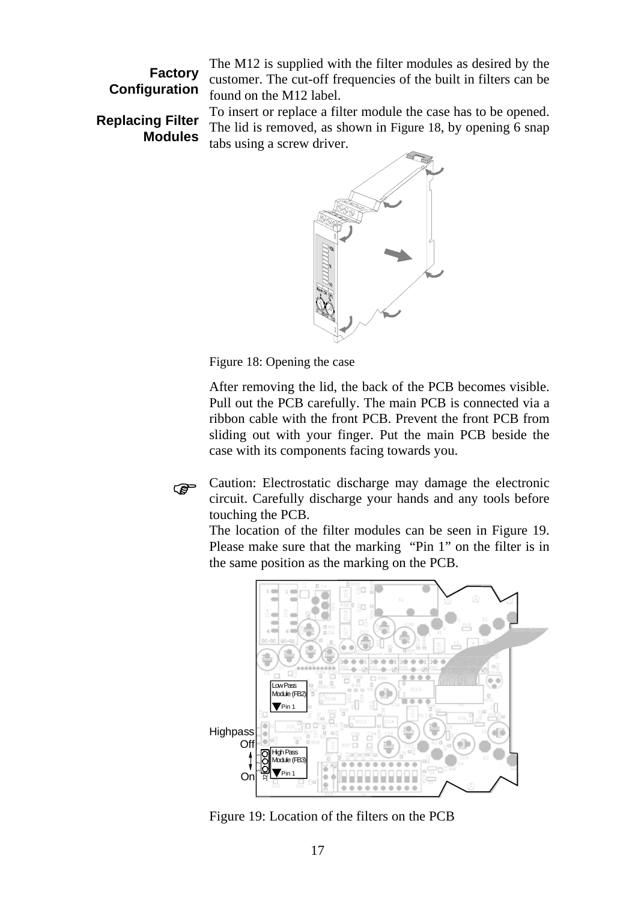**Factory Configuration**

The M12 is supplied with the filter modules as desired by the customer. The cut-off frequencies of the built in filters can be found on the M12 label.

**Replacing Filter Modules**

To insert or replace a filter module the case has to be opened. The lid is removed, as shown in Figure 18, by opening 6 snap tabs using a screw driver.

Figure 18: Opening the case

After removing the lid, the back of the PCB becomes visible. Pull out the PCB carefully. The main PCB is connected via a ribbon cable with the front PCB. Prevent the front PCB from sliding out with your finger. Put the main PCB beside the case with its components facing towards you.

☞ Caution: Electrostatic discharge may damage the electronic circuit. Carefully discharge your hands and any tools before touching the PCB.

The location of the filter modules can be seen in Figure 19. Please make sure that the marking "Pin 1" on the filter is in the same position as the marking on the PCB.

Figure 19: Location of the filters on the PCB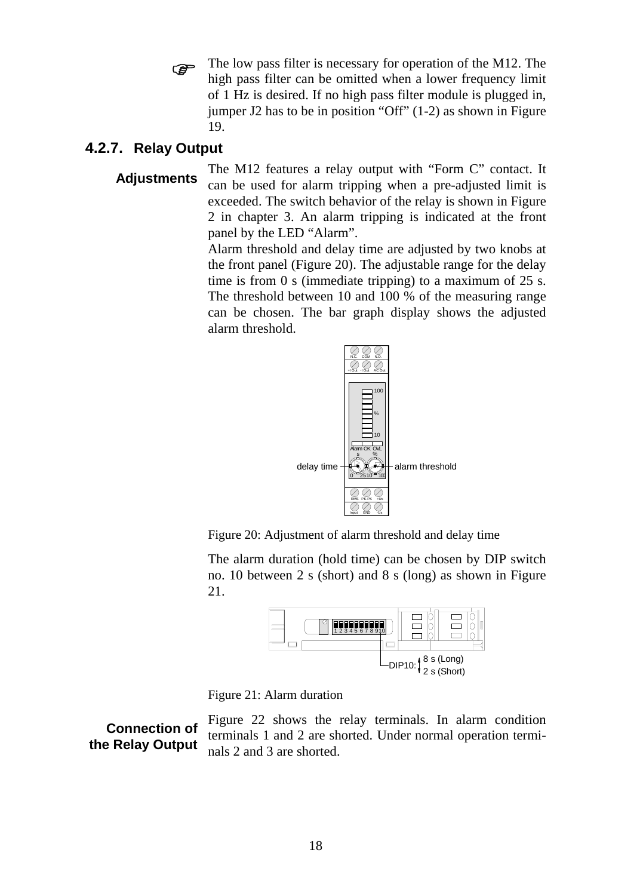☞ The low pass filter is necessary for operation of the M12. The high pass filter can be omitted when a lower frequency limit of 1 Hz is desired. If no high pass filter module is plugged in, jumper J2 has to be in position “Off” (1-2) as shown in Figure 19.

### 4.2.7. Relay Output

**Adjustments**

The M12 features a relay output with “Form C” contact. It can be used for alarm tripping when a pre-adjusted limit is exceeded. The switch behavior of the relay is shown in Figure 2 in chapter 3. An alarm tripping is indicated at the front panel by the LED “Alarm”.

Alarm threshold and delay time are adjusted by two knobs at the front panel (Figure 20). The adjustable range for the delay time is from 0 s (immediate tripping) to a maximum of 25 s. The threshold between 10 and 100 % of the measuring range can be chosen. The bar graph display shows the adjusted alarm threshold.

Figure 20: Adjustment of alarm threshold and delay time

The alarm duration (hold time) can be chosen by DIP switch no. 10 between 2 s (short) and 8 s (long) as shown in Figure 21.

Figure 21: Alarm duration

**Connection of the Relay Output**

Figure 22 shows the relay terminals. In alarm condition terminals 1 and 2 are shorted. Under normal operation terminals 2 and 3 are shorted.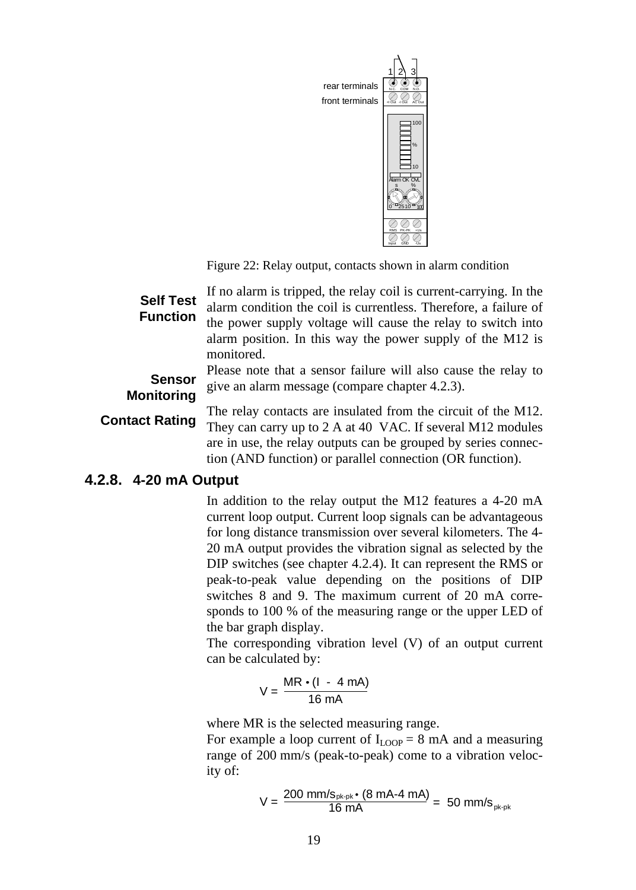Figure 22: Relay output, contacts shown in alarm condition

**Self Test Function**

If no alarm is tripped, the relay coil is current-carrying. In the alarm condition the coil is currentless. Therefore, a failure of the power supply voltage will cause the relay to switch into alarm position. In this way the power supply of the M12 is monitored.

**Sensor Monitoring**

Please note that a sensor failure will also cause the relay to give an alarm message (compare chapter 4.2.3).

**Contact Rating**

The relay contacts are insulated from the circuit of the M12. They can carry up to 2 A at 40 VAC. If several M12 modules are in use, the relay outputs can be grouped by series connection (AND function) or parallel connection (OR function).

### 4.2.8. 4-20 mA Output

In addition to the relay output the M12 features a 4-20 mA current loop output. Current loop signals can be advantageous for long distance transmission over several kilometers. The 4-20 mA output provides the vibration signal as selected by the DIP switches (see chapter 4.2.4). It can represent the RMS or peak-to-peak value depending on the positions of DIP switches 8 and 9. The maximum current of 20 mA corresponds to 100 % of the measuring range or the upper LED of the bar graph display.

The corresponding vibration level (V) of an output current can be calculated by:

$$V = \frac{MR \cdot (I - 4\text{ mA})}{16\text{ mA}}$$

where MR is the selected measuring range.

For example a loop current of $I_{LOOP} = 8$ mA and a measuring range of 200 mm/s (peak-to-peak) come to a vibration velocity of:

$$V = \frac{200\text{ mm/s}_{pk\text{-}pk} \cdot (8\text{ mA}-4\text{ mA})}{16\text{ mA}} = 50\text{ mm/s}_{pk\text{-}pk}$$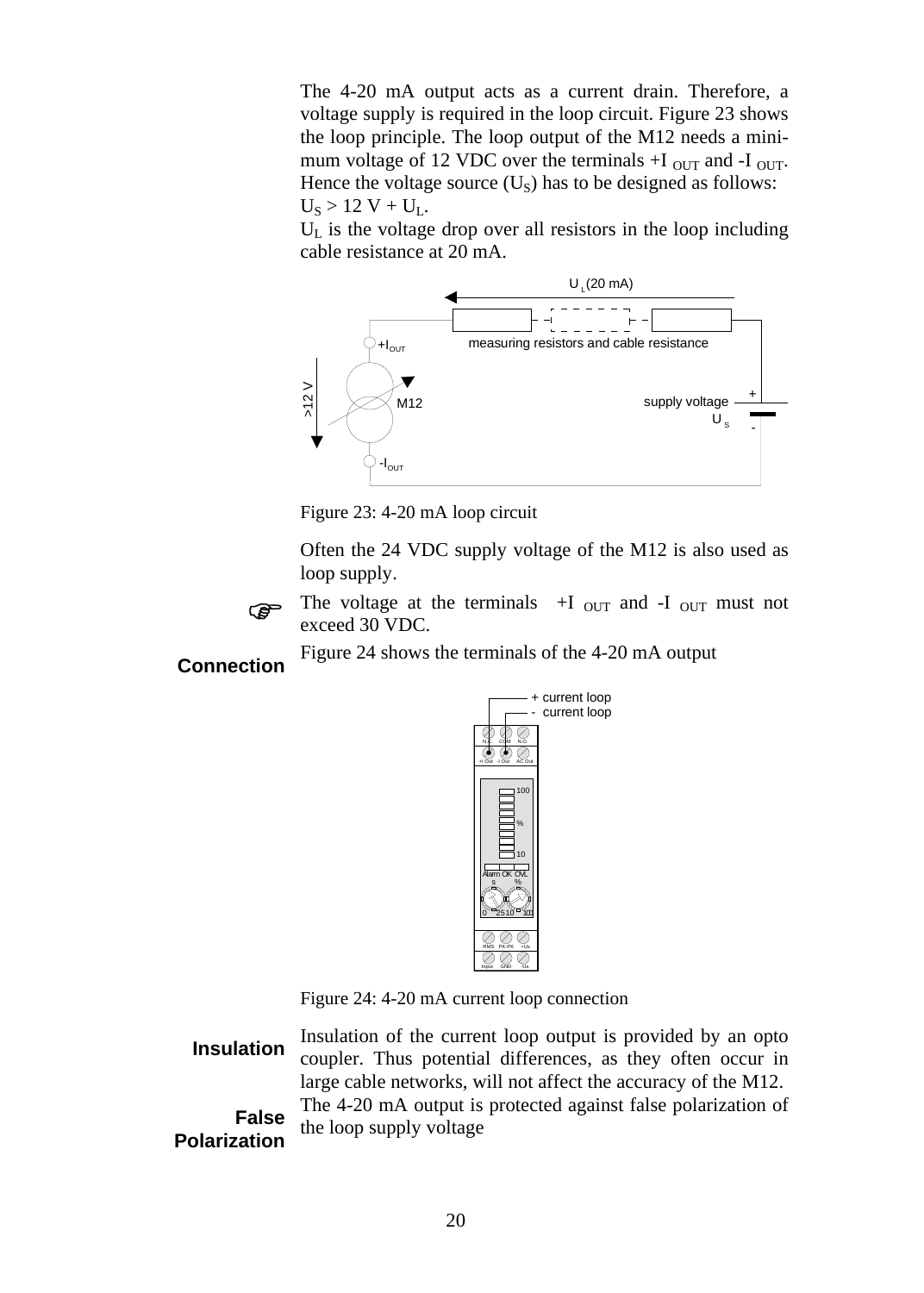The 4-20 mA output acts as a current drain. Therefore, a voltage supply is required in the loop circuit. Figure 23 shows the loop principle. The loop output of the M12 needs a minimum voltage of 12 VDC over the terminals $+I_{OUT}$ and $-I_{OUT}$. Hence the voltage source ($U_S$) has to be designed as follows:

$U_S > 12\ V + U_L$.

$U_L$ is the voltage drop over all resistors in the loop including cable resistance at 20 mA.

Figure 23: 4-20 mA loop circuit

Often the 24 VDC supply voltage of the M12 is also used as loop supply.

☞ The voltage at the terminals $+I_{OUT}$ and $-I_{OUT}$ must not exceed 30 VDC.

**Connection**

Figure 24 shows the terminals of the 4-20 mA output

Figure 24: 4-20 mA current loop connection

**Insulation**

Insulation of the current loop output is provided by an opto coupler. Thus potential differences, as they often occur in large cable networks, will not affect the accuracy of the M12.

**False Polarization**

The 4-20 mA output is protected against false polarization of the loop supply voltage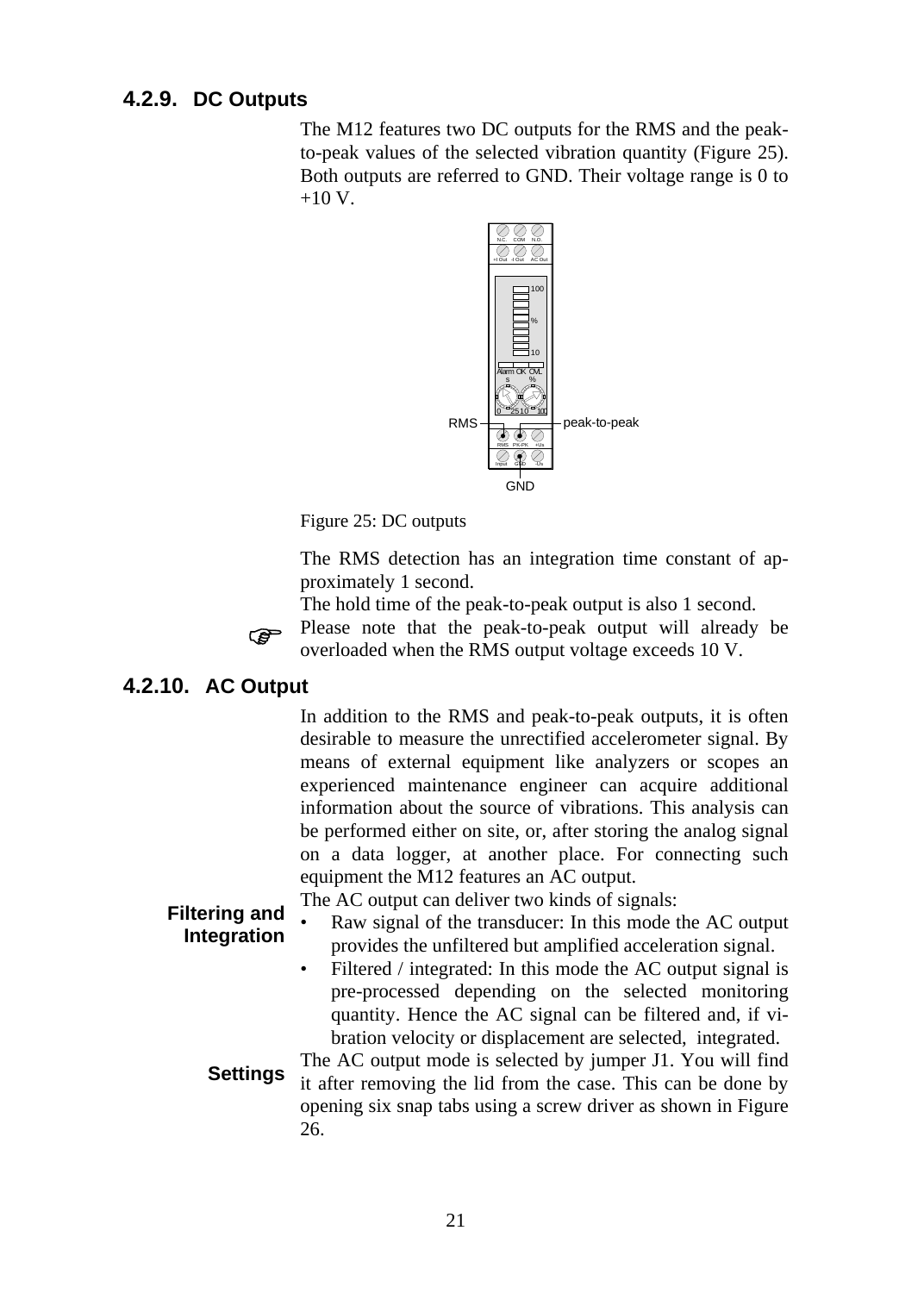### 4.2.9. DC Outputs

The M12 features two DC outputs for the RMS and the peak-to-peak values of the selected vibration quantity (Figure 25). Both outputs are referred to GND. Their voltage range is 0 to +10 V.

Figure 25: DC outputs

The RMS detection has an integration time constant of approximately 1 second.

The hold time of the peak-to-peak output is also 1 second.

☞ Please note that the peak-to-peak output will already be overloaded when the RMS output voltage exceeds 10 V.

### 4.2.10. AC Output

In addition to the RMS and peak-to-peak outputs, it is often desirable to measure the unrectified accelerometer signal. By means of external equipment like analyzers or scopes an experienced maintenance engineer can acquire additional information about the source of vibrations. This analysis can be performed either on site, or, after storing the analog signal on a data logger, at another place. For connecting such equipment the M12 features an AC output.

**Filtering and Integration**

The AC output can deliver two kinds of signals:

- Raw signal of the transducer: In this mode the AC output provides the unfiltered but amplified acceleration signal.
- Filtered / integrated: In this mode the AC output signal is pre-processed depending on the selected monitoring quantity. Hence the AC signal can be filtered and, if vibration velocity or displacement are selected, integrated.

**Settings**

The AC output mode is selected by jumper J1. You will find it after removing the lid from the case. This can be done by opening six snap tabs using a screw driver as shown in Figure 26.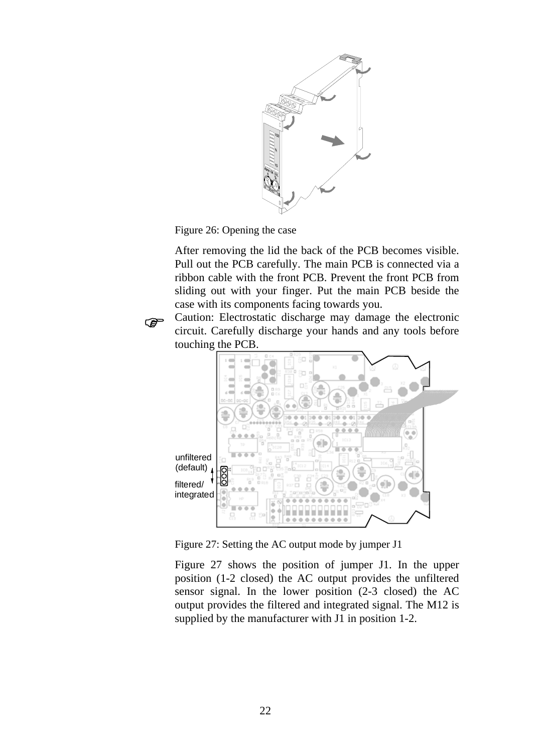Figure 26: Opening the case

After removing the lid the back of the PCB becomes visible. Pull out the PCB carefully. The main PCB is connected via a ribbon cable with the front PCB. Prevent the front PCB from sliding out with your finger. Put the main PCB beside the case with its components facing towards you.

☞ Caution: Electrostatic discharge may damage the electronic circuit. Carefully discharge your hands and any tools before touching the PCB.

unfiltered (default)

filtered/ integrated

Figure 27: Setting the AC output mode by jumper J1

Figure 27 shows the position of jumper J1. In the upper position (1-2 closed) the AC output provides the unfiltered sensor signal. In the lower position (2-3 closed) the AC output provides the filtered and integrated signal. The M12 is supplied by the manufacturer with J1 in position 1-2.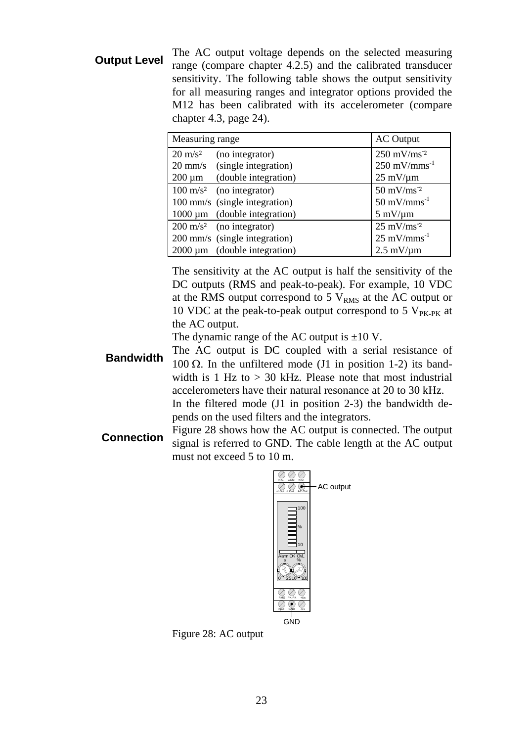**Output Level**

The AC output voltage depends on the selected measuring range (compare chapter 4.2.5) and the calibrated transducer sensitivity. The following table shows the output sensitivity for all measuring ranges and integrator options provided the M12 has been calibrated with its accelerometer (compare chapter 4.3, page 24).

| Measuring range | AC Output |
|---|---|
| 20 m/s² (no integrator)<br>20 mm/s (single integration)<br>200 µm (double integration) | 250 mV/ms⁻²<br>250 mV/mms⁻¹<br>25 mV/µm |
| 100 m/s² (no integrator)<br>100 mm/s (single integration)<br>1000 µm (double integration) | 50 mV/ms⁻²<br>50 mV/mms⁻¹<br>5 mV/µm |
| 200 m/s² (no integrator)<br>200 mm/s (single integration)<br>2000 µm (double integration) | 25 mV/ms⁻²<br>25 mV/mms⁻¹<br>2.5 mV/µm |

The sensitivity at the AC output is half the sensitivity of the DC outputs (RMS and peak-to-peak). For example, 10 VDC at the RMS output correspond to 5 $V_{RMS}$ at the AC output or 10 VDC at the peak-to-peak output correspond to 5 $V_{PK\text{-}PK}$ at the AC output.

The dynamic range of the AC output is ±10 V.

**Bandwidth**

The AC output is DC coupled with a serial resistance of 100 Ω. In the unfiltered mode (J1 in position 1-2) its bandwidth is 1 Hz to > 30 kHz. Please note that most industrial accelerometers have their natural resonance at 20 to 30 kHz.

In the filtered mode (J1 in position 2-3) the bandwidth depends on the used filters and the integrators.

**Connection**

Figure 28 shows how the AC output is connected. The output signal is referred to GND. The cable length at the AC output must not exceed 5 to 10 m.

Figure 28: AC output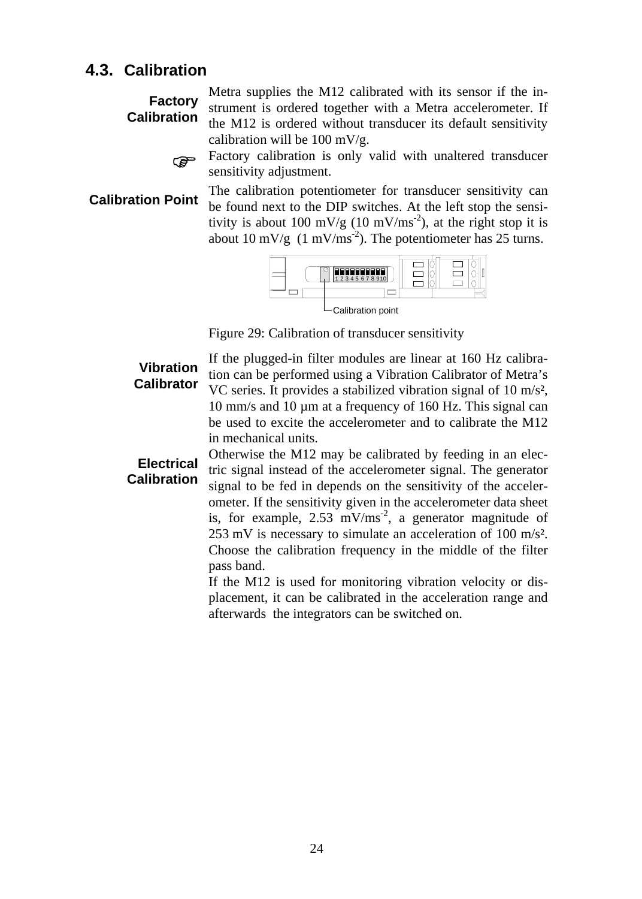## 4.3. Calibration

**Factory Calibration**

Metra supplies the M12 calibrated with its sensor if the instrument is ordered together with a Metra accelerometer. If the M12 is ordered without transducer its default sensitivity calibration will be 100 mV/g.

☞ Factory calibration is only valid with unaltered transducer sensitivity adjustment.

**Calibration Point**

The calibration potentiometer for transducer sensitivity can be found next to the DIP switches. At the left stop the sensitivity is about 100 mV/g (10 mV/ms$^{-2}$), at the right stop it is about 10 mV/g (1 mV/ms$^{-2}$). The potentiometer has 25 turns.

Calibration point

Figure 29: Calibration of transducer sensitivity

**Vibration Calibrator**

If the plugged-in filter modules are linear at 160 Hz calibration can be performed using a Vibration Calibrator of Metra's VC series. It provides a stabilized vibration signal of 10 m/s², 10 mm/s and 10 µm at a frequency of 160 Hz. This signal can be used to excite the accelerometer and to calibrate the M12 in mechanical units.

**Electrical Calibration**

Otherwise the M12 may be calibrated by feeding in an electric signal instead of the accelerometer signal. The generator signal to be fed in depends on the sensitivity of the accelerometer. If the sensitivity given in the accelerometer data sheet is, for example, 2.53 mV/ms$^{-2}$, a generator magnitude of 253 mV is necessary to simulate an acceleration of 100 m/s². Choose the calibration frequency in the middle of the filter pass band.

If the M12 is used for monitoring vibration velocity or displacement, it can be calibrated in the acceleration range and afterwards the integrators can be switched on.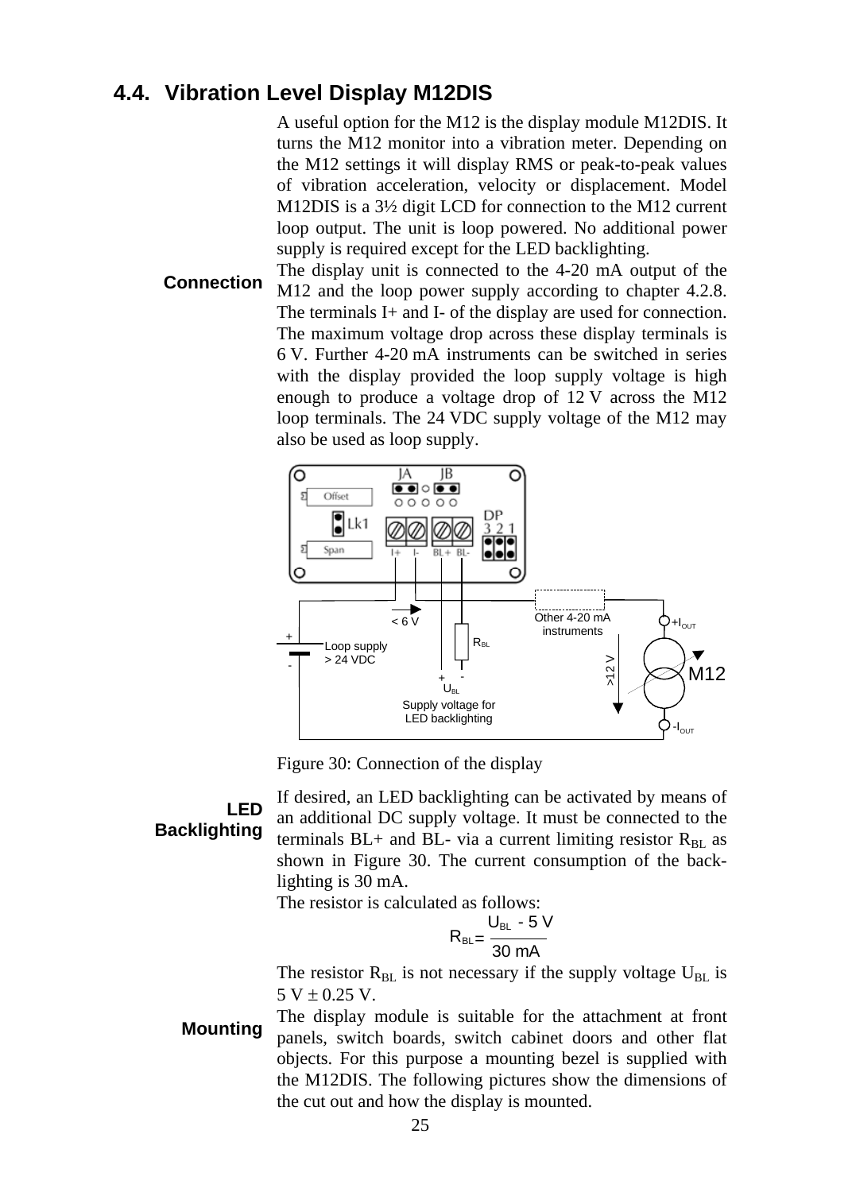## 4.4. Vibration Level Display M12DIS

A useful option for the M12 is the display module M12DIS. It turns the M12 monitor into a vibration meter. Depending on the M12 settings it will display RMS or peak-to-peak values of vibration acceleration, velocity or displacement. Model M12DIS is a 3½ digit LCD for connection to the M12 current loop output. The unit is loop powered. No additional power supply is required except for the LED backlighting.

**Connection**

The display unit is connected to the 4-20 mA output of the M12 and the loop power supply according to chapter 4.2.8. The terminals I+ and I- of the display are used for connection. The maximum voltage drop across these display terminals is 6 V. Further 4-20 mA instruments can be switched in series with the display provided the loop supply voltage is high enough to produce a voltage drop of 12 V across the M12 loop terminals. The 24 VDC supply voltage of the M12 may also be used as loop supply.

Figure 30: Connection of the display

**LED Backlighting**

If desired, an LED backlighting can be activated by means of an additional DC supply voltage. It must be connected to the terminals BL+ and BL- via a current limiting resistor $R_{BL}$ as shown in Figure 30. The current consumption of the back-lighting is 30 mA.

The resistor is calculated as follows:

$$R_{BL} = \frac{U_{BL} - 5\ \text{V}}{30\ \text{mA}}$$

The resistor $R_{BL}$ is not necessary if the supply voltage $U_{BL}$ is 5 V ± 0.25 V.

**Mounting**

The display module is suitable for the attachment at front panels, switch boards, switch cabinet doors and other flat objects. For this purpose a mounting bezel is supplied with the M12DIS. The following pictures show the dimensions of the cut out and how the display is mounted.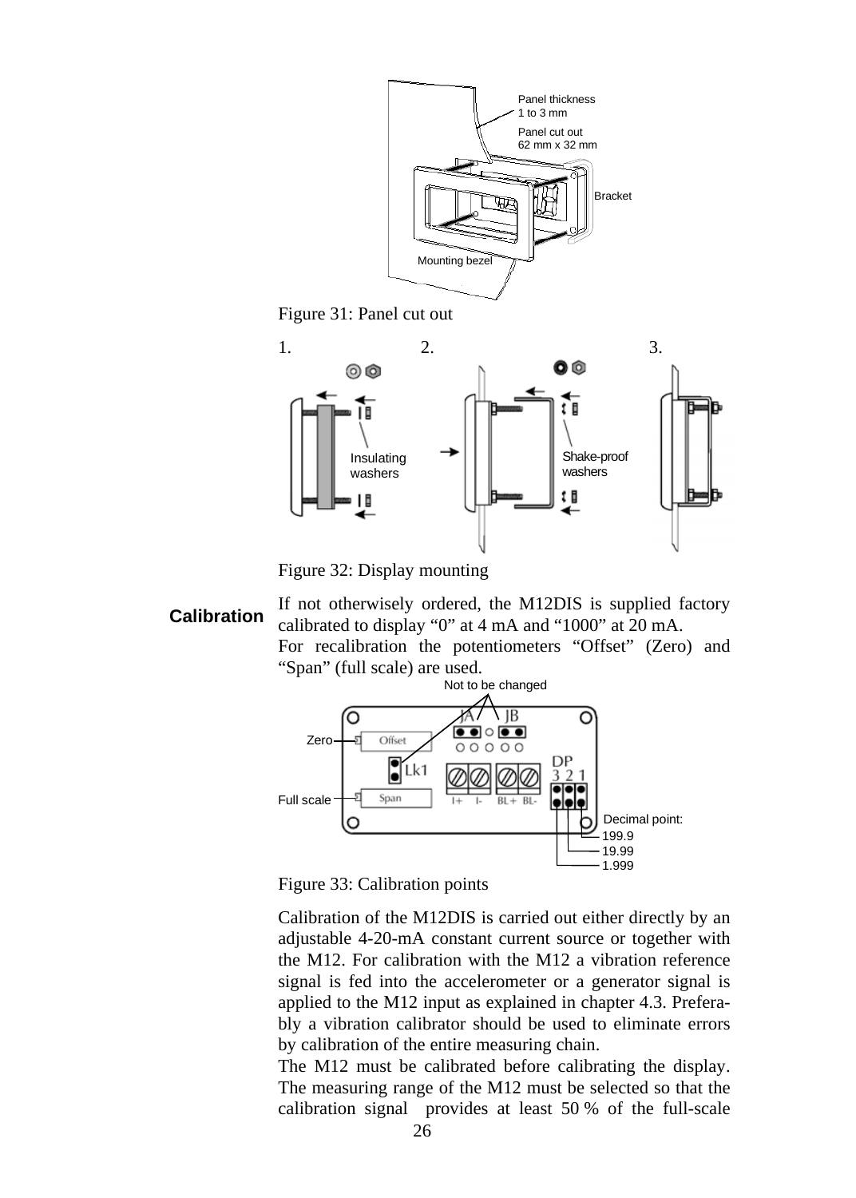Figure 31: Panel cut out

Figure 32: Display mounting

## Calibration

If not otherwisely ordered, the M12DIS is supplied factory calibrated to display “0” at 4 mA and “1000” at 20 mA.

For recalibration the potentiometers “Offset” (Zero) and “Span” (full scale) are used.

Figure 33: Calibration points

Calibration of the M12DIS is carried out either directly by an adjustable 4-20-mA constant current source or together with the M12. For calibration with the M12 a vibration reference signal is fed into the accelerometer or a generator signal is applied to the M12 input as explained in chapter 4.3. Preferably a vibration calibrator should be used to eliminate errors by calibration of the entire measuring chain.

The M12 must be calibrated before calibrating the display. The measuring range of the M12 must be selected so that the calibration signal provides at least 50 % of the full-scale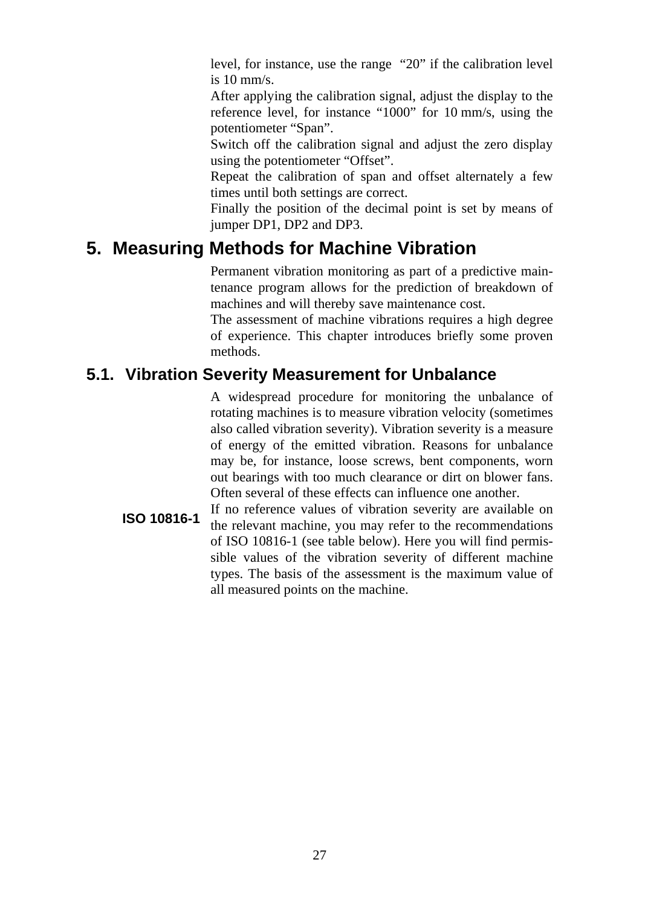level, for instance, use the range "20" if the calibration level is 10 mm/s.

After applying the calibration signal, adjust the display to the reference level, for instance "1000" for 10 mm/s, using the potentiometer "Span".

Switch off the calibration signal and adjust the zero display using the potentiometer "Offset".

Repeat the calibration of span and offset alternately a few times until both settings are correct.

Finally the position of the decimal point is set by means of jumper DP1, DP2 and DP3.

# 5. Measuring Methods for Machine Vibration

Permanent vibration monitoring as part of a predictive maintenance program allows for the prediction of breakdown of machines and will thereby save maintenance cost.

The assessment of machine vibrations requires a high degree of experience. This chapter introduces briefly some proven methods.

## 5.1. Vibration Severity Measurement for Unbalance

A widespread procedure for monitoring the unbalance of rotating machines is to measure vibration velocity (sometimes also called vibration severity). Vibration severity is a measure of energy of the emitted vibration. Reasons for unbalance may be, for instance, loose screws, bent components, worn out bearings with too much clearance or dirt on blower fans. Often several of these effects can influence one another.

**ISO 10816-1**

If no reference values of vibration severity are available on the relevant machine, you may refer to the recommendations of ISO 10816-1 (see table below). Here you will find permissible values of the vibration severity of different machine types. The basis of the assessment is the maximum value of all measured points on the machine.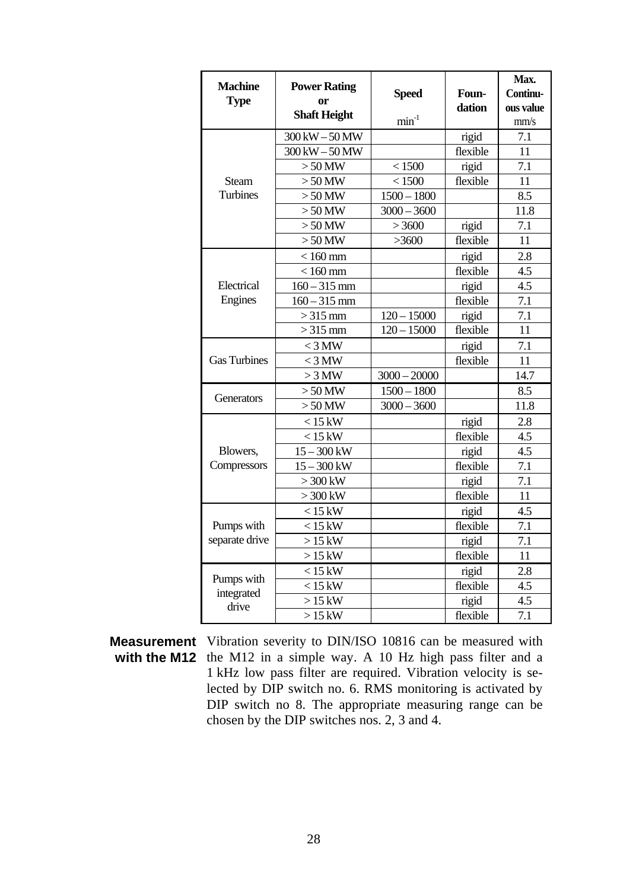| Machine Type | Power Rating or Shaft Height | Speed $min^{-1}$ | Foun-dation | Max. Continu-ous value mm/s |
|---|---|---|---|---|
| Steam Turbines | 300 kW – 50 MW | | rigid | 7.1 |
| | 300 kW – 50 MW | | flexible | 11 |
| | > 50 MW | < 1500 | rigid | 7.1 |
| | > 50 MW | < 1500 | flexible | 11 |
| | > 50 MW | 1500 – 1800 | | 8.5 |
| | > 50 MW | 3000 – 3600 | | 11.8 |
| | > 50 MW | > 3600 | rigid | 7.1 |
| | > 50 MW | >3600 | flexible | 11 |
| Electrical Engines | < 160 mm | | rigid | 2.8 |
| | < 160 mm | | flexible | 4.5 |
| | 160 – 315 mm | | rigid | 4.5 |
| | 160 – 315 mm | | flexible | 7.1 |
| | > 315 mm | 120 – 15000 | rigid | 7.1 |
| | > 315 mm | 120 – 15000 | flexible | 11 |
| Gas Turbines | < 3 MW | | rigid | 7.1 |
| | < 3 MW | | flexible | 11 |
| | > 3 MW | 3000 – 20000 | | 14.7 |
| Generators | > 50 MW | 1500 – 1800 | | 8.5 |
| | > 50 MW | 3000 – 3600 | | 11.8 |
| Blowers, Compressors | < 15 kW | | rigid | 2.8 |
| | < 15 kW | | flexible | 4.5 |
| | 15 – 300 kW | | rigid | 4.5 |
| | 15 – 300 kW | | flexible | 7.1 |
| | > 300 kW | | rigid | 7.1 |
| | > 300 kW | | flexible | 11 |
| Pumps with separate drive | < 15 kW | | rigid | 4.5 |
| | < 15 kW | | flexible | 7.1 |
| | > 15 kW | | rigid | 7.1 |
| | > 15 kW | | flexible | 11 |
| Pumps with integrated drive | < 15 kW | | rigid | 2.8 |
| | < 15 kW | | flexible | 4.5 |
| | > 15 kW | | rigid | 4.5 |
| | > 15 kW | | flexible | 7.1 |

**Measurement with the M12**

Vibration severity to DIN/ISO 10816 can be measured with the M12 in a simple way. A 10 Hz high pass filter and a 1 kHz low pass filter are required. Vibration velocity is selected by DIP switch no. 6. RMS monitoring is activated by DIP switch no 8. The appropriate measuring range can be chosen by the DIP switches nos. 2, 3 and 4.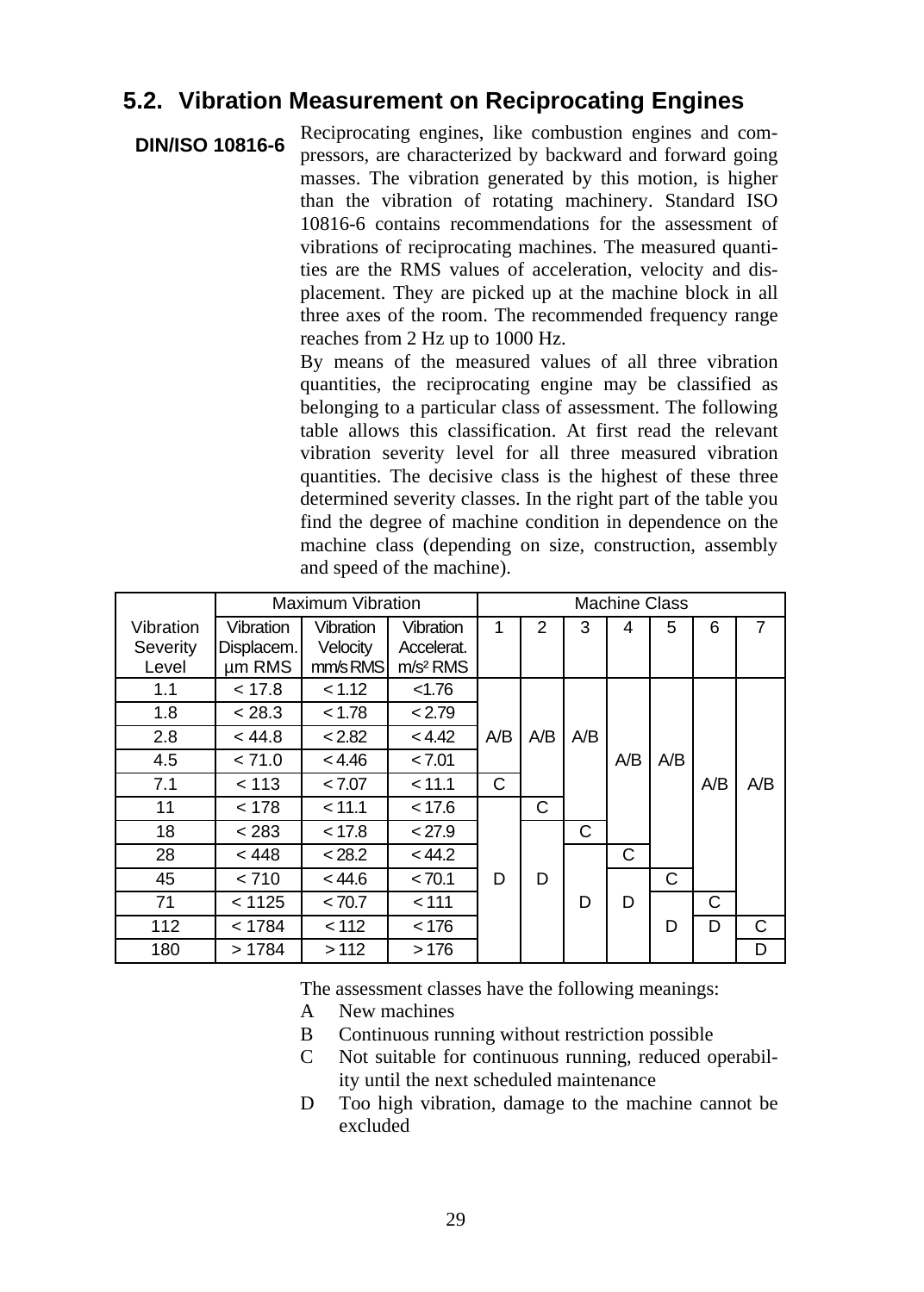## 5.2. Vibration Measurement on Reciprocating Engines

**DIN/ISO 10816-6**

Reciprocating engines, like combustion engines and compressors, are characterized by backward and forward going masses. The vibration generated by this motion, is higher than the vibration of rotating machinery. Standard ISO 10816-6 contains recommendations for the assessment of vibrations of reciprocating machines. The measured quantities are the RMS values of acceleration, velocity and displacement. They are picked up at the machine block in all three axes of the room. The recommended frequency range reaches from 2 Hz up to 1000 Hz.

By means of the measured values of all three vibration quantities, the reciprocating engine may be classified as belonging to a particular class of assessment. The following table allows this classification. At first read the relevant vibration severity level for all three measured vibration quantities. The decisive class is the highest of these three determined severity classes. In the right part of the table you find the degree of machine condition in dependence on the machine class (depending on size, construction, assembly and speed of the machine).

| | Maximum Vibration | | | Machine Class | | | | | | |
|---|---|---|---|---|---|---|---|---|---|---|
| Vibration Severity Level | Vibration Displacem. µm RMS | Vibration Velocity mm/s RMS | Vibration Accelerat. $m/s^2$ RMS | 1 | 2 | 3 | 4 | 5 | 6 | 7 |
| 1.1 | < 17.8 | < 1.12 | <1.76 | A/B | A/B | A/B | A/B | A/B | A/B | A/B |
| 1.8 | < 28.3 | < 1.78 | < 2.79 | A/B | A/B | A/B | A/B | A/B | A/B | A/B |
| 2.8 | < 44.8 | < 2.82 | < 4.42 | A/B | A/B | A/B | A/B | A/B | A/B | A/B |
| 4.5 | < 71.0 | < 4.46 | < 7.01 | A/B | A/B | A/B | A/B | A/B | A/B | A/B |
| 7.1 | < 113 | < 7.07 | < 11.1 | C | A/B | A/B | A/B | A/B | A/B | A/B |
| 11 | < 178 | < 11.1 | < 17.6 | D | C | A/B | A/B | A/B | A/B | A/B |
| 18 | < 283 | < 17.8 | < 27.9 | D | D | C | A/B | A/B | A/B | A/B |
| 28 | < 448 | < 28.2 | < 44.2 | D | D | D | C | A/B | A/B | A/B |
| 45 | < 710 | < 44.6 | < 70.1 | D | D | D | D | C | A/B | A/B |
| 71 | < 1125 | < 70.7 | < 111 | D | D | D | D | D | C | A/B |
| 112 | < 1784 | < 112 | < 176 | D | D | D | D | D | D | C |
| 180 | > 1784 | > 112 | > 176 | D | D | D | D | D | D | D |

The assessment classes have the following meanings:

- A New machines
- B Continuous running without restriction possible
- C Not suitable for continuous running, reduced operability until the next scheduled maintenance
- D Too high vibration, damage to the machine cannot be excluded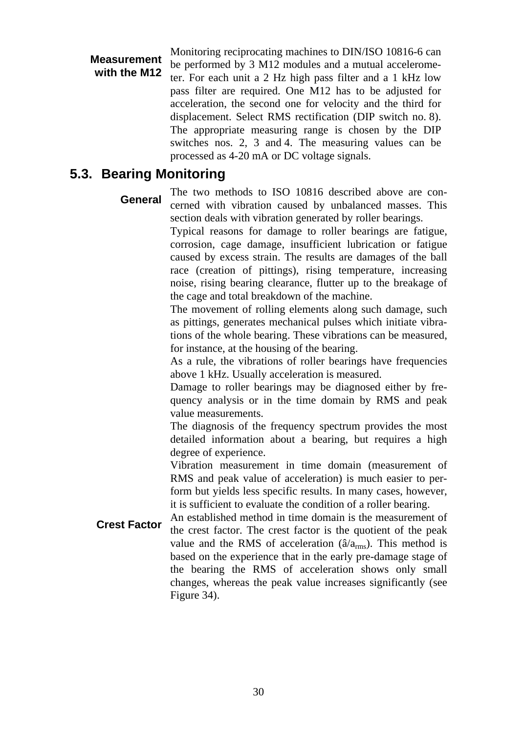**Measurement with the M12**

Monitoring reciprocating machines to DIN/ISO 10816-6 can be performed by 3 M12 modules and a mutual accelerometer. For each unit a 2 Hz high pass filter and a 1 kHz low pass filter are required. One M12 has to be adjusted for acceleration, the second one for velocity and the third for displacement. Select RMS rectification (DIP switch no. 8). The appropriate measuring range is chosen by the DIP switches nos. 2, 3 and 4. The measuring values can be processed as 4-20 mA or DC voltage signals.

## 5.3. Bearing Monitoring

**General**

The two methods to ISO 10816 described above are concerned with vibration caused by unbalanced masses. This section deals with vibration generated by roller bearings.

Typical reasons for damage to roller bearings are fatigue, corrosion, cage damage, insufficient lubrication or fatigue caused by excess strain. The results are damages of the ball race (creation of pittings), rising temperature, increasing noise, rising bearing clearance, flutter up to the breakage of the cage and total breakdown of the machine.

The movement of rolling elements along such damage, such as pittings, generates mechanical pulses which initiate vibrations of the whole bearing. These vibrations can be measured, for instance, at the housing of the bearing.

As a rule, the vibrations of roller bearings have frequencies above 1 kHz. Usually acceleration is measured.

Damage to roller bearings may be diagnosed either by frequency analysis or in the time domain by RMS and peak value measurements.

The diagnosis of the frequency spectrum provides the most detailed information about a bearing, but requires a high degree of experience.

Vibration measurement in time domain (measurement of RMS and peak value of acceleration) is much easier to perform but yields less specific results. In many cases, however, it is sufficient to evaluate the condition of a roller bearing.

**Crest Factor**

An established method in time domain is the measurement of the crest factor. The crest factor is the quotient of the peak value and the RMS of acceleration ($\hat{a}/a_{rms}$). This method is based on the experience that in the early pre-damage stage of the bearing the RMS of acceleration shows only small changes, whereas the peak value increases significantly (see Figure 34).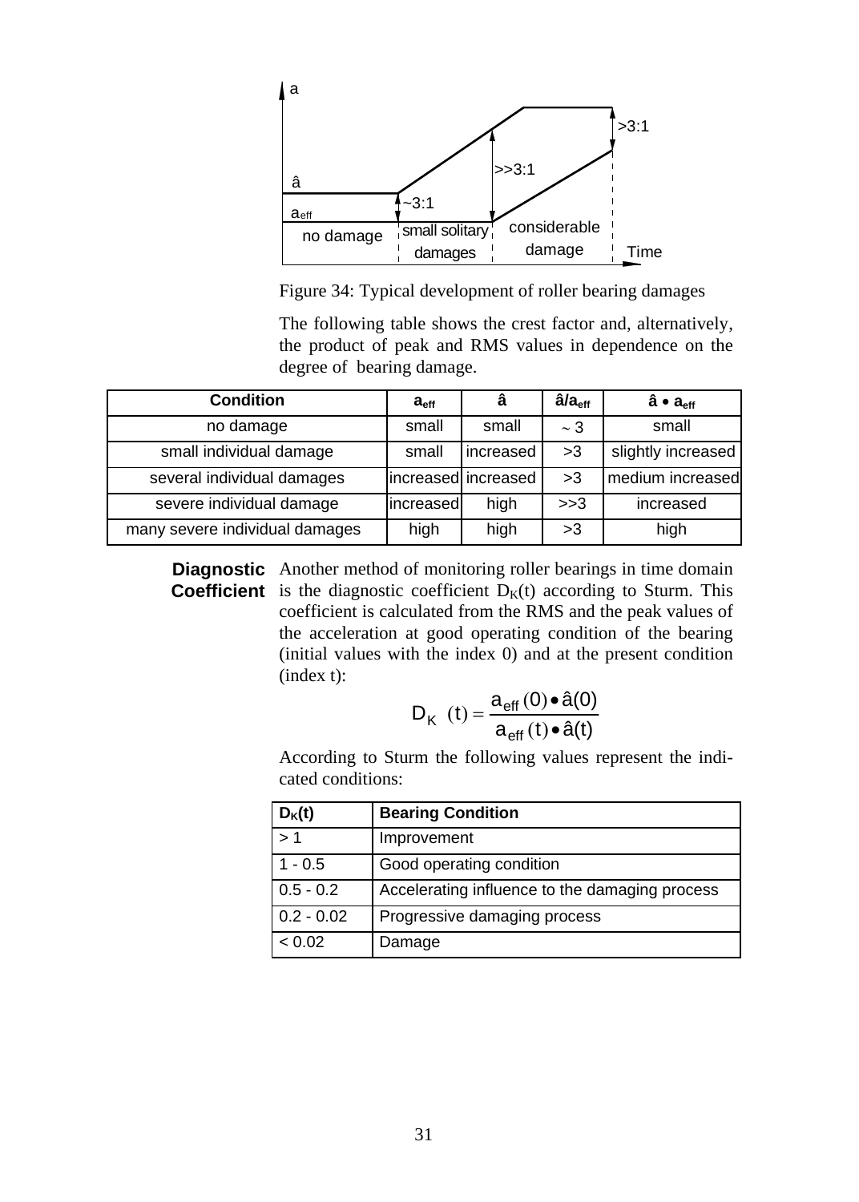Figure 34: Typical development of roller bearing damages

The following table shows the crest factor and, alternatively, the product of peak and RMS values in dependence on the degree of bearing damage.

| **Condition** | $a_{eff}$ | $\hat{a}$ | $\hat{a}/a_{eff}$ | $\hat{a} \bullet a_{eff}$ |
|---|---|---|---|---|
| no damage | small | small | ~ 3 | small |
| small individual damage | small | increased | >3 | slightly increased |
| several individual damages | increased | increased | >3 | medium increased |
| severe individual damage | increased | high | >>3 | increased |
| many severe individual damages | high | high | >3 | high |

**Diagnostic Coefficient**

Another method of monitoring roller bearings in time domain is the diagnostic coefficient $D_K(t)$ according to Sturm. This coefficient is calculated from the RMS and the peak values of the acceleration at good operating condition of the bearing (initial values with the index 0) and at the present condition (index t):

$$D_K(t) = \frac{a_{eff}(0) \bullet \hat{a}(0)}{a_{eff}(t) \bullet \hat{a}(t)}$$

According to Sturm the following values represent the indicated conditions:

| $D_K(t)$ | **Bearing Condition** |
|---|---|
| > 1 | Improvement |
| 1 - 0.5 | Good operating condition |
| 0.5 - 0.2 | Accelerating influence to the damaging process |
| 0.2 - 0.02 | Progressive damaging process |
| < 0.02 | Damage |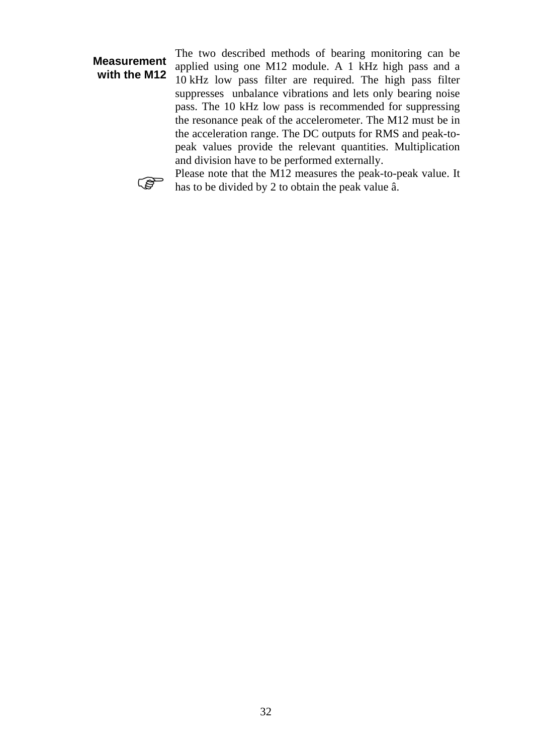**Measurement with the M12**

The two described methods of bearing monitoring can be applied using one M12 module. A 1 kHz high pass and a 10 kHz low pass filter are required. The high pass filter suppresses unbalance vibrations and lets only bearing noise pass. The 10 kHz low pass is recommended for suppressing the resonance peak of the accelerometer. The M12 must be in the acceleration range. The DC outputs for RMS and peak-to-peak values provide the relevant quantities. Multiplication and division have to be performed externally.

☞ Please note that the M12 measures the peak-to-peak value. It has to be divided by 2 to obtain the peak value $\hat{a}$.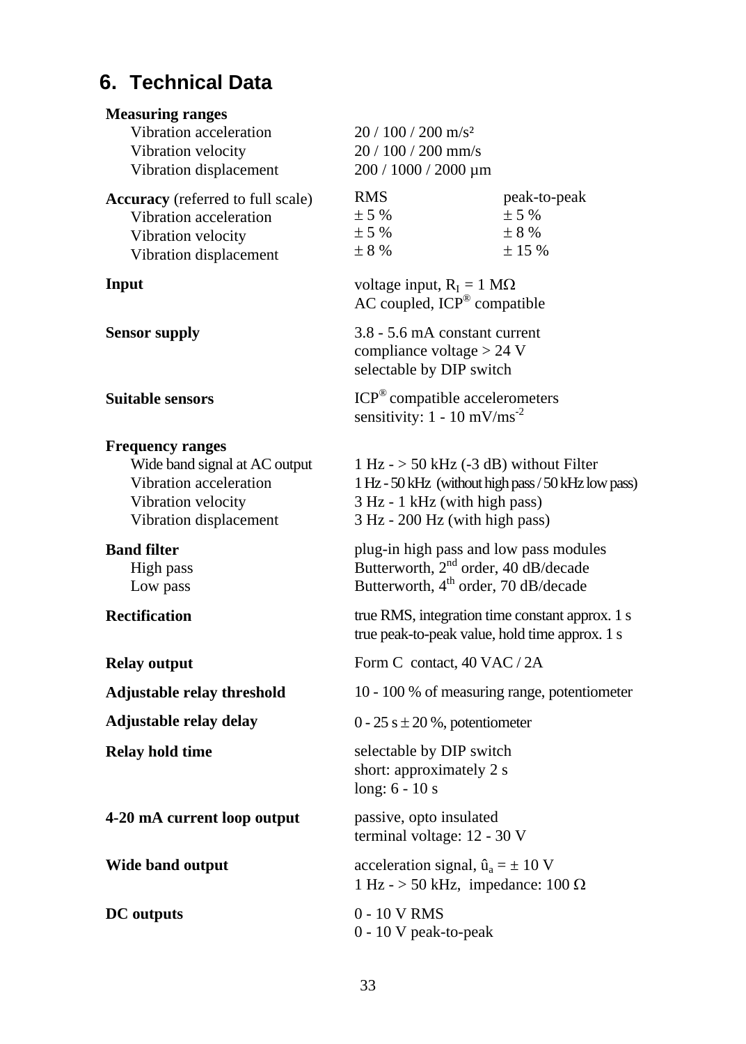# 6. Technical Data

| | | |
|---|---|---|
| **Measuring ranges** | | |
| Vibration acceleration | 20 / 100 / 200 m/s² | |
| Vibration velocity | 20 / 100 / 200 mm/s | |
| Vibration displacement | 200 / 1000 / 2000 µm | |
| **Accuracy** (referred to full scale) | RMS | peak-to-peak |
| Vibration acceleration | ± 5 % | ± 5 % |
| Vibration velocity | ± 5 % | ± 8 % |
| Vibration displacement | ± 8 % | ± 15 % |

**Input**
voltage input, $R_I$ = 1 MΩ
AC coupled, ICP® compatible

**Sensor supply**
3.8 - 5.6 mA constant current
compliance voltage > 24 V
selectable by DIP switch

**Suitable sensors**
ICP® compatible accelerometers
sensitivity: 1 - 10 mV/ms$^{-2}$

**Frequency ranges**

| | |
|---|---|
| Wide band signal at AC output | 1 Hz - > 50 kHz (-3 dB) without Filter |
| Vibration acceleration | 1 Hz - 50 kHz (without high pass / 50 kHz low pass) |
| Vibration velocity | 3 Hz - 1 kHz (with high pass) |
| Vibration displacement | 3 Hz - 200 Hz (with high pass) |

**Band filter**
plug-in high pass and low pass modules

| | |
|---|---|
| High pass | Butterworth, 2nd order, 40 dB/decade |
| Low pass | Butterworth, 4th order, 70 dB/decade |

**Rectification**
true RMS, integration time constant approx. 1 s
true peak-to-peak value, hold time approx. 1 s

**Relay output**
Form C contact, 40 VAC / 2A

**Adjustable relay threshold**
10 - 100 % of measuring range, potentiometer

**Adjustable relay delay**
0 - 25 s ± 20 %, potentiometer

**Relay hold time**
selectable by DIP switch
short: approximately 2 s
long: 6 - 10 s

**4-20 mA current loop output**
passive, opto insulated
terminal voltage: 12 - 30 V

**Wide band output**
acceleration signal, $\hat{u}_a = \pm 10$ V
1 Hz - > 50 kHz, impedance: 100 Ω

**DC outputs**
0 - 10 V RMS
0 - 10 V peak-to-peak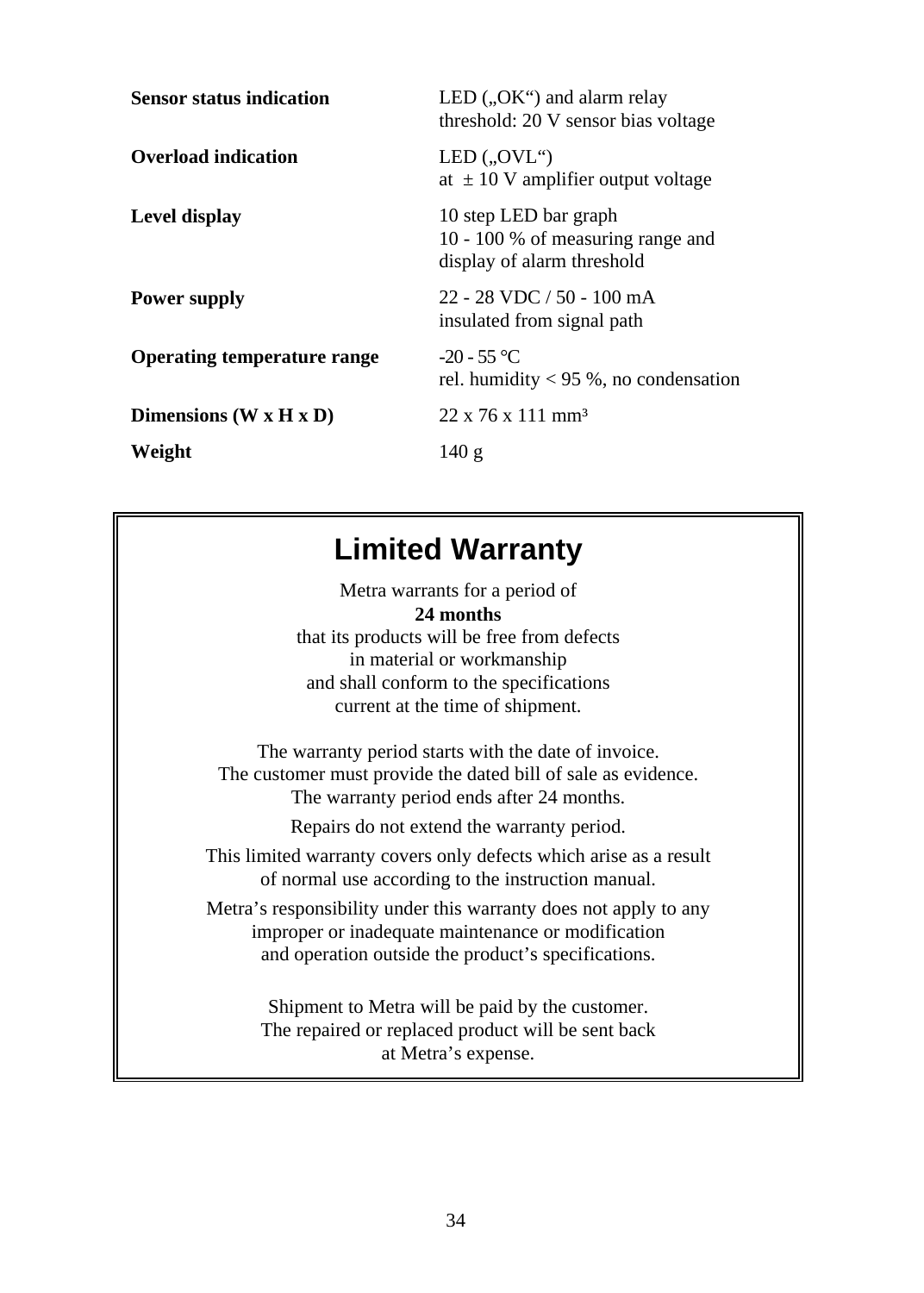| | |
|---|---|
| **Sensor status indication** | LED („OK“) and alarm relay<br>threshold: 20 V sensor bias voltage |
| **Overload indication** | LED („OVL“)<br>at ± 10 V amplifier output voltage |
| **Level display** | 10 step LED bar graph<br>10 - 100 % of measuring range and<br>display of alarm threshold |
| **Power supply** | 22 - 28 VDC / 50 - 100 mA<br>insulated from signal path |
| **Operating temperature range** | -20 - 55 °C<br>rel. humidity < 95 %, no condensation |
| **Dimensions (W x H x D)** | 22 x 76 x 111 mm³ |
| **Weight** | 140 g |

## Limited Warranty

Metra warrants for a period of
**24 months**
that its products will be free from defects
in material or workmanship
and shall conform to the specifications
current at the time of shipment.

The warranty period starts with the date of invoice.
The customer must provide the dated bill of sale as evidence.
The warranty period ends after 24 months.

Repairs do not extend the warranty period.

This limited warranty covers only defects which arise as a result
of normal use according to the instruction manual.

Metra’s responsibility under this warranty does not apply to any
improper or inadequate maintenance or modification
and operation outside the product’s specifications.

Shipment to Metra will be paid by the customer.
The repaired or replaced product will be sent back
at Metra’s expense.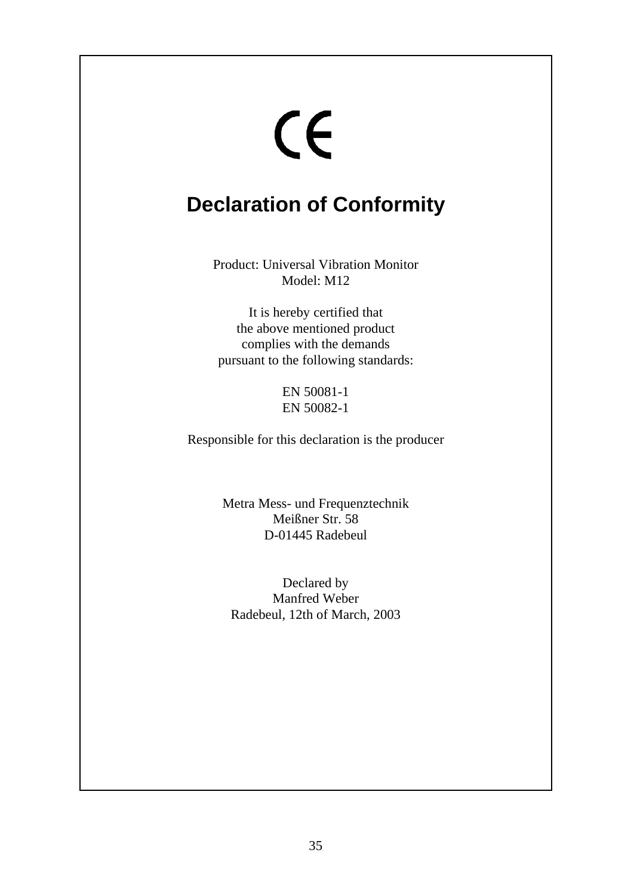CE

# Declaration of Conformity

Product: Universal Vibration Monitor
Model: M12

It is hereby certified that
the above mentioned product
complies with the demands
pursuant to the following standards:

EN 50081-1
EN 50082-1

Responsible for this declaration is the producer

Metra Mess- und Frequenztechnik
Meißner Str. 58
D-01445 Radebeul

Declared by
Manfred Weber
Radebeul, 12th of March, 2003